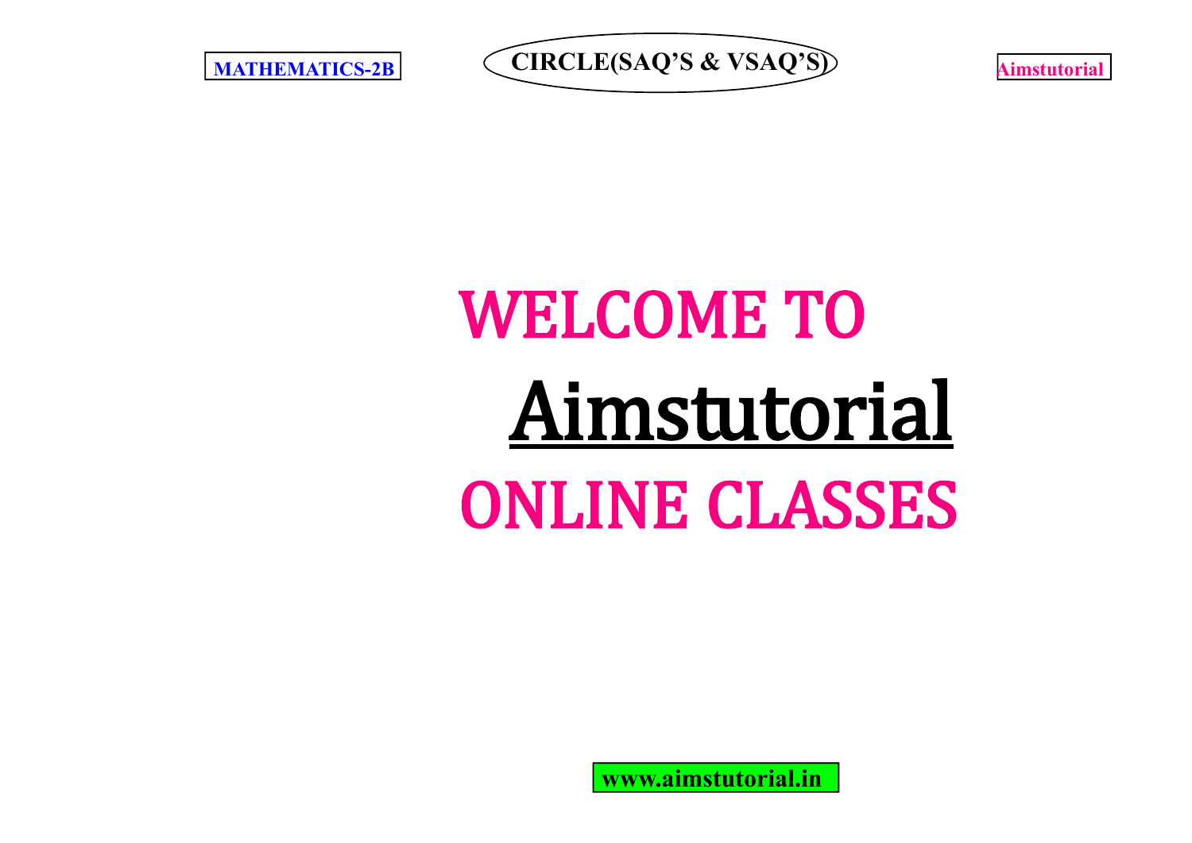# WELCOME TO

# Aimstutorial

# ONLINE CLASSES

**www.aimstutorial.in**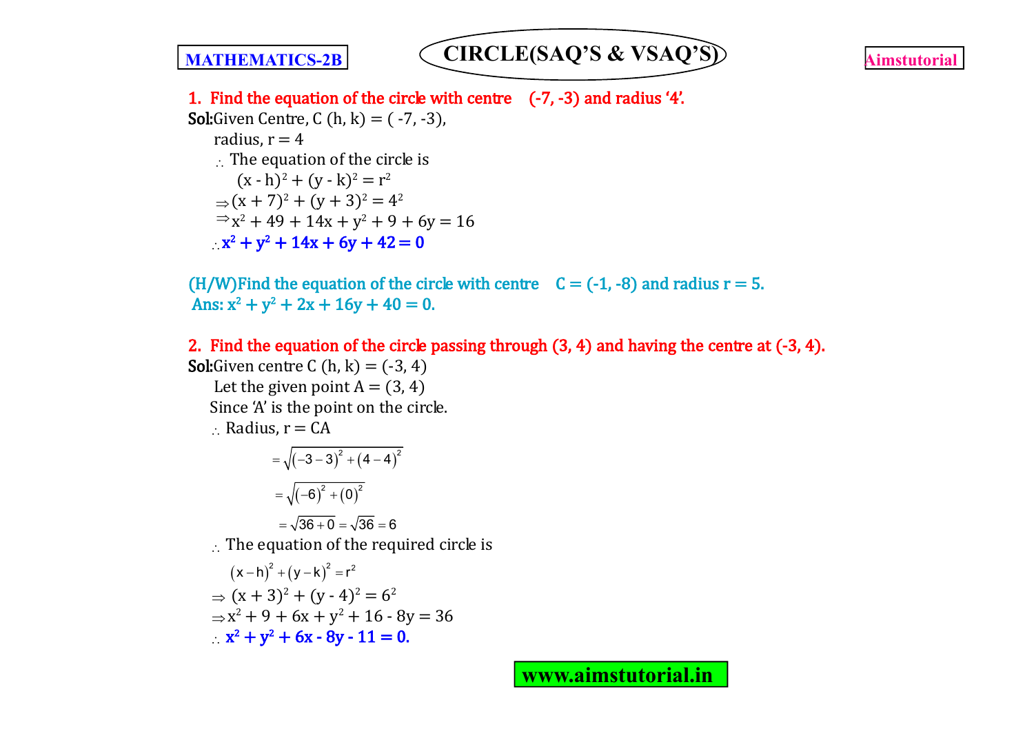**1. Find the equation of the circle with centre (-7, -3) and radius '4'.**

**Sol:** Given Centre, C (h, k) = ( -7, -3),

radius, r = 4

$\therefore$ The equation of the circle is

$(x - h)^2 + (y - k)^2 = r^2$

$\Rightarrow (x + 7)^2 + (y + 3)^2 = 4^2$

$\Rightarrow x^2 + 49 + 14x + y^2 + 9 + 6y = 16$

$\therefore$ $\mathbf{x^2 + y^2 + 14x + 6y + 42 = 0}$

**(H/W)Find the equation of the circle with centre C = (-1, -8) and radius r = 5.**
**Ans: $x^2 + y^2 + 2x + 16y + 40 = 0$.**

**2. Find the equation of the circle passing through (3, 4) and having the centre at (-3, 4).**

**Sol:** Given centre C (h, k) = (-3, 4)

Let the given point A = (3, 4)

Since 'A' is the point on the circle.

$\therefore$ Radius, r = CA

$$= \sqrt{(-3-3)^2 + (4-4)^2}$$

$$= \sqrt{(-6)^2 + (0)^2}$$

$$= \sqrt{36+0} = \sqrt{36} = 6$$

$\therefore$ The equation of the required circle is

$(x-h)^2 + (y-k)^2 = r^2$

$\Rightarrow (x + 3)^2 + (y - 4)^2 = 6^2$

$\Rightarrow x^2 + 9 + 6x + y^2 + 16 - 8y = 36$

$\therefore$ $\mathbf{x^2 + y^2 + 6x - 8y - 11 = 0.}$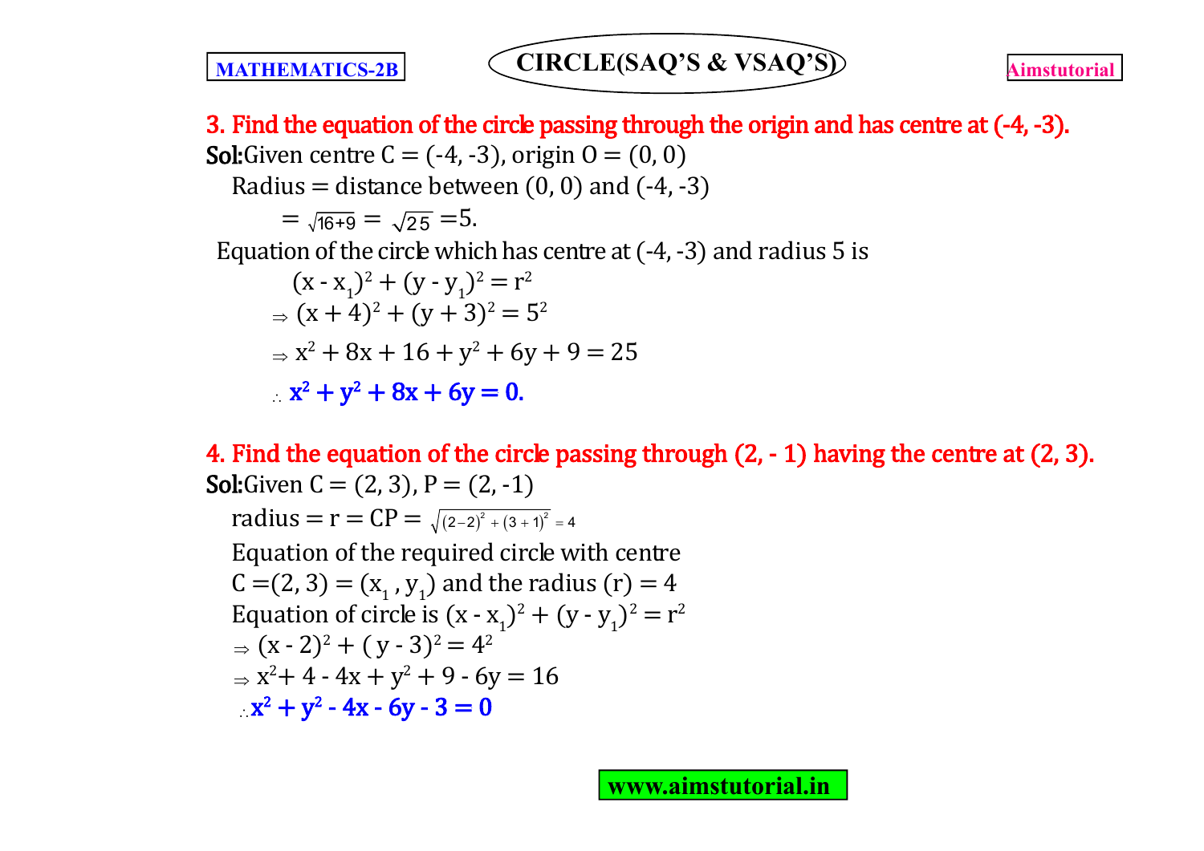**3. Find the equation of the circle passing through the origin and has centre at (-4, -3).**

**Sol:** Given centre C = (-4, -3), origin O = (0, 0)

Radius = distance between (0, 0) and (-4, -3)

$= \sqrt{16+9} = \sqrt{25} = 5.$

Equation of the circle which has centre at (-4, -3) and radius 5 is

$(x - x_1)^2 + (y - y_1)^2 = r^2$

$\Rightarrow (x + 4)^2 + (y + 3)^2 = 5^2$

$\Rightarrow x^2 + 8x + 16 + y^2 + 6y + 9 = 25$

$\therefore$ $\mathbf{x^2 + y^2 + 8x + 6y = 0.}$

**4. Find the equation of the circle passing through (2, - 1) having the centre at (2, 3).**

**Sol:** Given C = (2, 3), P = (2, -1)

radius = r = CP = $\sqrt{(2-2)^2 + (3+1)^2} = 4$

Equation of the required circle with centre

C =(2, 3) = $(x_1, y_1)$ and the radius (r) = 4

Equation of circle is $(x - x_1)^2 + (y - y_1)^2 = r^2$

$\Rightarrow (x - 2)^2 + (y - 3)^2 = 4^2$

$\Rightarrow x^2 + 4 - 4x + y^2 + 9 - 6y = 16$

$\therefore$ $\mathbf{x^2 + y^2 - 4x - 6y - 3 = 0}$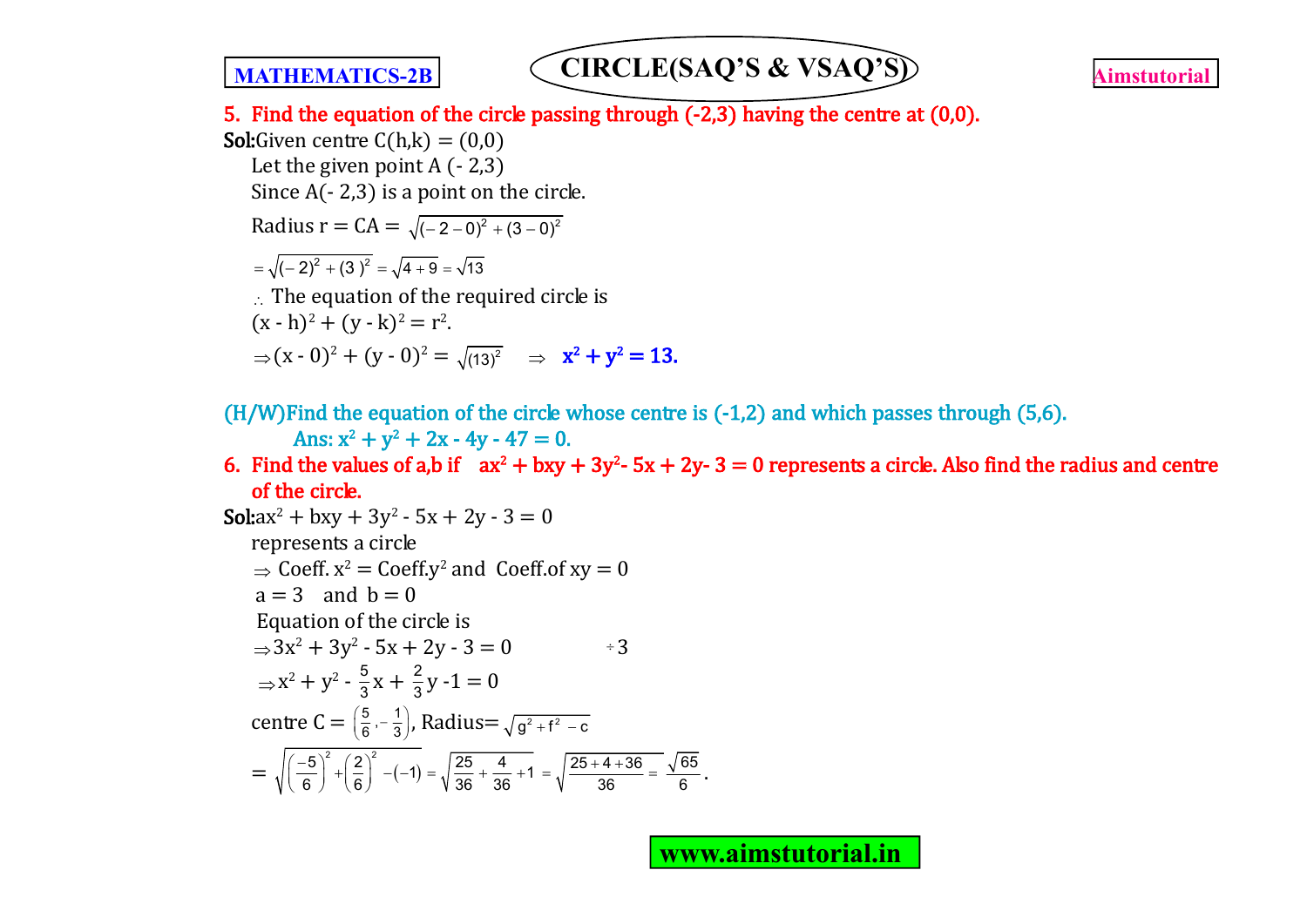**5. Find the equation of the circle passing through (-2,3) having the centre at (0,0).**

**Sol:** Given centre $C(h,k) = (0,0)$

Let the given point $A(-2,3)$

Since $A(-2,3)$ is a point on the circle.

Radius $r = CA = \sqrt{(-2-0)^2 + (3-0)^2}$

$= \sqrt{(-2)^2 + (3)^2} = \sqrt{4+9} = \sqrt{13}$

$\therefore$ The equation of the required circle is

$(x - h)^2 + (y - k)^2 = r^2$.

$\Rightarrow (x - 0)^2 + (y - 0)^2 = \sqrt{(13)^2} \quad \Rightarrow \quad$ **$x^2 + y^2 = 13$.**

**(H/W)Find the equation of the circle whose centre is (-1,2) and which passes through (5,6).**

**Ans: $x^2 + y^2 + 2x - 4y - 47 = 0$.**

**6. Find the values of a,b if $ax^2 + bxy + 3y^2 - 5x + 2y - 3 = 0$ represents a circle. Also find the radius and centre of the circle.**

**Sol:** $ax^2 + bxy + 3y^2 - 5x + 2y - 3 = 0$

represents a circle

$\Rightarrow$ Coeff. $x^2$ = Coeff. $y^2$ and Coeff. of $xy = 0$

$a = 3$ and $b = 0$

Equation of the circle is

$\Rightarrow 3x^2 + 3y^2 - 5x + 2y - 3 = 0 \qquad \div 3$

$\Rightarrow x^2 + y^2 - \frac{5}{3}x + \frac{2}{3}y - 1 = 0$

centre $C = \left(\frac{5}{6}, -\frac{1}{3}\right)$, Radius $= \sqrt{g^2 + f^2 - c}$

$= \sqrt{\left(\frac{-5}{6}\right)^2 + \left(\frac{2}{6}\right)^2 - (-1)} = \sqrt{\frac{25}{36} + \frac{4}{36} + 1} = \sqrt{\frac{25+4+36}{36}} = \frac{\sqrt{65}}{6}$.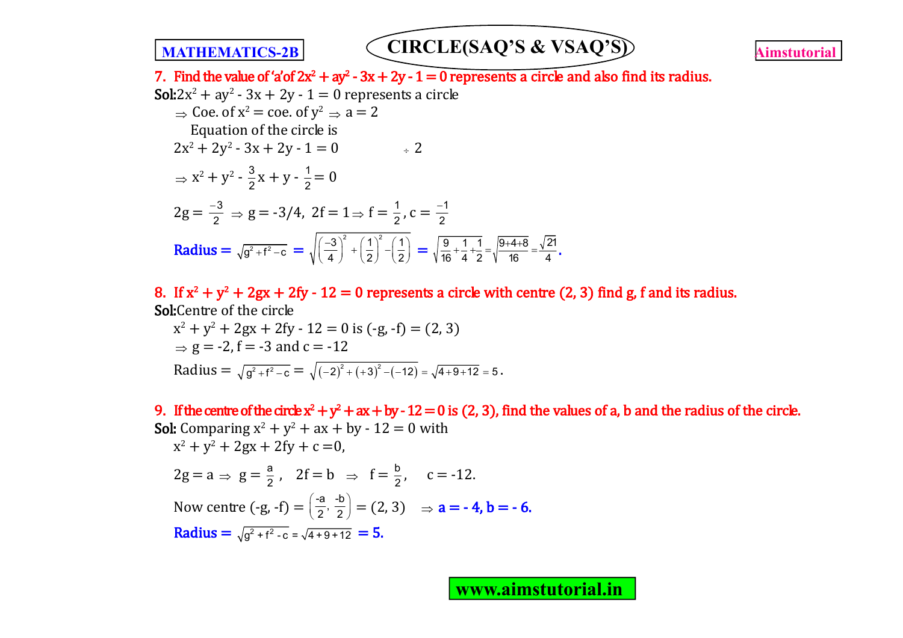**7. Find the value of 'a' of $2x^2 + ay^2 - 3x + 2y - 1 = 0$ represents a circle and also find its radius.**

**Sol:** $2x^2 + ay^2 - 3x + 2y - 1 = 0$ represents a circle

$\Rightarrow$ Coe. of $x^2$ = coe. of $y^2$ $\Rightarrow a = 2$

Equation of the circle is

$2x^2 + 2y^2 - 3x + 2y - 1 = 0 \quad \div 2$

$\Rightarrow x^2 + y^2 - \frac{3}{2}x + y - \frac{1}{2} = 0$

$2g = \frac{-3}{2} \Rightarrow g = -3/4$, $2f = 1 \Rightarrow f = \frac{1}{2}$, $c = \frac{-1}{2}$

**Radius** $= \sqrt{g^2 + f^2 - c} = \sqrt{\left(\frac{-3}{4}\right)^2 + \left(\frac{1}{2}\right)^2 - \left(\frac{1}{2}\right)} = \sqrt{\frac{9}{16} + \frac{1}{4} + \frac{1}{2}} = \sqrt{\frac{9+4+8}{16}} = \frac{\sqrt{21}}{4}$.

**8. If $x^2 + y^2 + 2gx + 2fy - 12 = 0$ represents a circle with centre (2, 3) find g, f and its radius.**

**Sol:** Centre of the circle

$x^2 + y^2 + 2gx + 2fy - 12 = 0$ is $(-g, -f) = (2, 3)$

$\Rightarrow g = -2, f = -3$ and $c = -12$

Radius $= \sqrt{g^2 + f^2 - c} = \sqrt{(-2)^2 + (+3)^2 - (-12)} = \sqrt{4 + 9 + 12} = 5$.

**9. If the centre of the circle $x^2 + y^2 + ax + by - 12 = 0$ is (2, 3), find the values of a, b and the radius of the circle.**

**Sol:** Comparing $x^2 + y^2 + ax + by - 12 = 0$ with

$x^2 + y^2 + 2gx + 2fy + c = 0$,

$2g = a \Rightarrow g = \frac{a}{2}$, $\quad 2f = b \Rightarrow f = \frac{b}{2}$, $\quad c = -12$.

Now centre $(-g, -f) = \left(\frac{-a}{2}, \frac{-b}{2}\right) = (2, 3) \quad \Rightarrow$ **$a = -4, b = -6$.**

**Radius** $= \sqrt{g^2 + f^2 - c} = \sqrt{4 + 9 + 12} = 5$.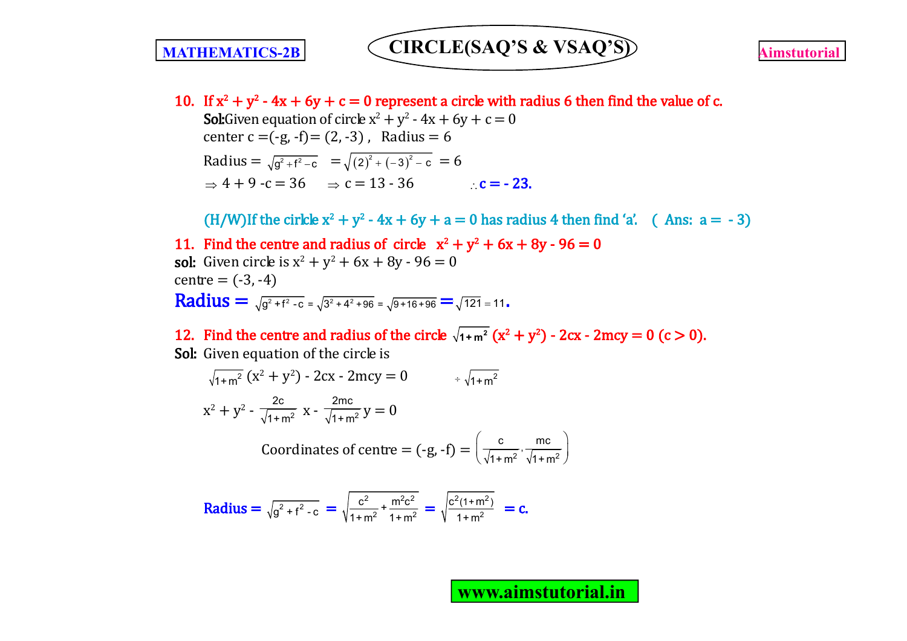**10. If $x^2 + y^2 - 4x + 6y + c = 0$ represent a circle with radius 6 then find the value of c.**

**Sol:** Given equation of circle $x^2 + y^2 - 4x + 6y + c = 0$

center c =(-g, -f)= (2, -3) ,  Radius = 6

Radius = $\sqrt{g^2 + f^2 - c} = \sqrt{(2)^2 + (-3)^2 - c} = 6$

$\Rightarrow 4 + 9 - c = 36 \quad \Rightarrow c = 13 - 36 \qquad \therefore$ **c = - 23.**

(H/W)If the cirlcle $x^2 + y^2 - 4x + 6y + a = 0$ has radius 4 then find 'a'.  ( Ans: a = - 3)

**11. Find the centre and radius of circle $x^2 + y^2 + 6x + 8y - 96 = 0$**

**sol:** Given circle is $x^2 + y^2 + 6x + 8y - 96 = 0$

centre = (-3, -4)

**Radius** = $\sqrt{g^2 + f^2 - c} = \sqrt{3^2 + 4^2 + 96} = \sqrt{9 + 16 + 96} = \sqrt{121} = 11$.

**12. Find the centre and radius of the circle $\sqrt{1+m^2}\,(x^2 + y^2) - 2cx - 2mcy = 0$ (c > 0).**

**Sol:** Given equation of the circle is

$\sqrt{1+m^2}\,(x^2 + y^2) - 2cx - 2mcy = 0 \qquad \div \sqrt{1+m^2}$

$$x^2 + y^2 - \frac{2c}{\sqrt{1+m^2}}x - \frac{2mc}{\sqrt{1+m^2}}y = 0$$

Coordinates of centre = (-g, -f) = $\left(\frac{c}{\sqrt{1+m^2}}, \frac{mc}{\sqrt{1+m^2}}\right)$

**Radius** = $\sqrt{g^2 + f^2 - c} = \sqrt{\frac{c^2}{1+m^2} + \frac{m^2c^2}{1+m^2}} = \sqrt{\frac{c^2(1+m^2)}{1+m^2}} = c.$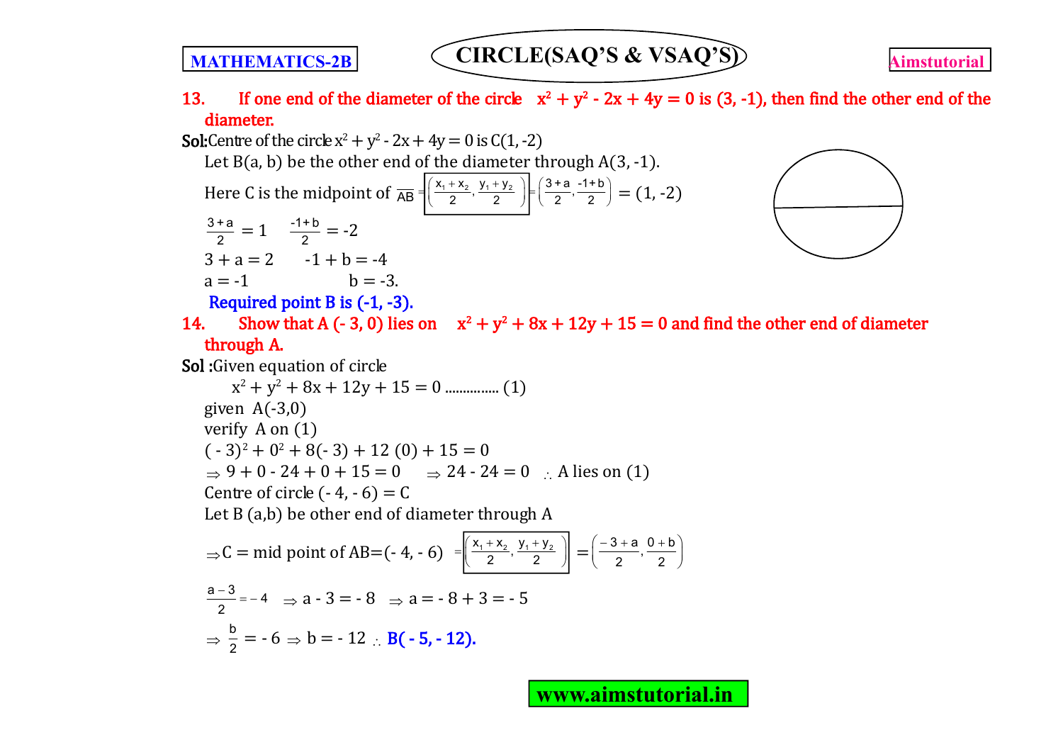**13. If one end of the diameter of the circle $x^2 + y^2 - 2x + 4y = 0$ is (3, -1), then find the other end of the diameter.**

**Sol:** Centre of the circle $x^2 + y^2 - 2x + 4y = 0$ is C(1, -2)

Let B(a, b) be the other end of the diameter through A(3, -1).

Here C is the midpoint of $\overline{AB} = \left(\frac{x_1 + x_2}{2}, \frac{y_1 + y_2}{2}\right) = \left(\frac{3+a}{2}, \frac{-1+b}{2}\right) = (1, -2)$

$\frac{3+a}{2} = 1 \qquad \frac{-1+b}{2} = -2$

$3 + a = 2 \qquad -1 + b = -4$

$a = -1 \qquad b = -3.$

**Required point B is (-1, -3).**

**14. Show that A (- 3, 0) lies on $x^2 + y^2 + 8x + 12y + 15 = 0$ and find the other end of diameter through A.**

**Sol :** Given equation of circle

$x^2 + y^2 + 8x + 12y + 15 = 0$ ............... (1)

given A(-3,0)

verify A on (1)

$(-3)^2 + 0^2 + 8(-3) + 12(0) + 15 = 0$

$\Rightarrow 9 + 0 - 24 + 0 + 15 = 0 \quad \Rightarrow 24 - 24 = 0 \quad \therefore$ A lies on (1)

Centre of circle (- 4, - 6) = C

Let B (a,b) be other end of diameter through A

$\Rightarrow C = \text{mid point of } AB = (-4, -6) = \left(\frac{x_1 + x_2}{2}, \frac{y_1 + y_2}{2}\right) = \left(\frac{-3+a}{2}, \frac{0+b}{2}\right)$

$\frac{a-3}{2} = -4 \quad \Rightarrow a - 3 = -8 \quad \Rightarrow a = -8 + 3 = -5$

$\Rightarrow \frac{b}{2} = -6 \Rightarrow b = -12 \therefore$ **B(- 5, - 12).**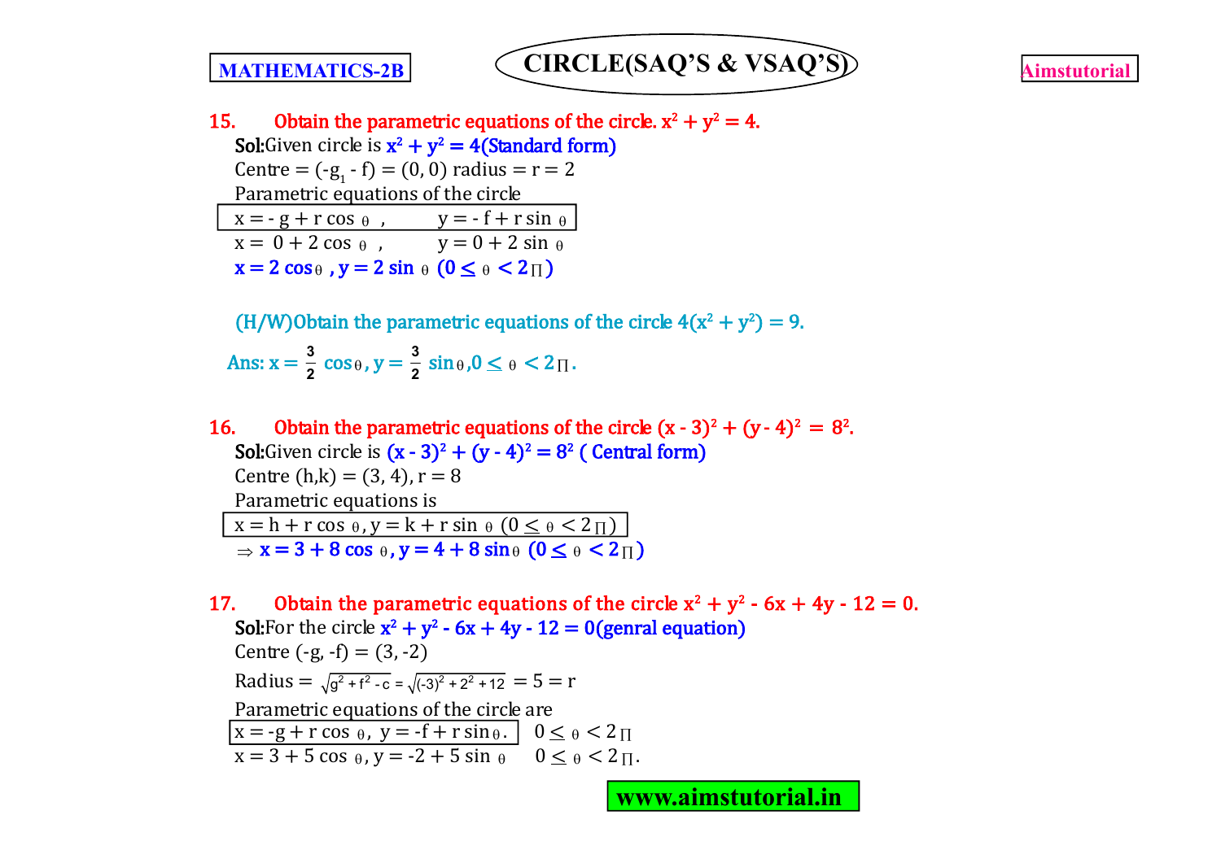**15. Obtain the parametric equations of the circle. $x^2 + y^2 = 4$.**

**Sol:** Given circle is $x^2 + y^2 = 4$ **(Standard form)**

Centre = $(-g_1 - f) = (0, 0)$ radius = r = 2

Parametric equations of the circle

$$x = -g + r\cos\theta, \quad y = -f + r\sin\theta$$

$x = 0 + 2\cos\theta, \quad y = 0 + 2\sin\theta$

$x = 2\cos\theta, \; y = 2\sin\theta \; (0 \leq \theta < 2\Pi)$

(H/W) Obtain the parametric equations of the circle $4(x^2 + y^2) = 9$.

Ans: $x = \frac{3}{2}\cos\theta, \; y = \frac{3}{2}\sin\theta, \; 0 \leq \theta < 2\Pi$.

**16. Obtain the parametric equations of the circle $(x - 3)^2 + (y - 4)^2 = 8^2$.**

**Sol:** Given circle is $(x - 3)^2 + (y - 4)^2 = 8^2$ **( Central form)**

Centre $(h,k) = (3, 4)$, $r = 8$

Parametric equations is

$$x = h + r\cos\theta, \; y = k + r\sin\theta \; (0 \leq \theta < 2\Pi)$$

$\Rightarrow x = 3 + 8\cos\theta, \; y = 4 + 8\sin\theta \; (0 \leq \theta < 2\Pi)$

**17. Obtain the parametric equations of the circle $x^2 + y^2 - 6x + 4y - 12 = 0$.**

**Sol:** For the circle $x^2 + y^2 - 6x + 4y - 12 = 0$ **(genral equation)**

Centre $(-g, -f) = (3, -2)$

Radius = $\sqrt{g^2 + f^2 - c} = \sqrt{(-3)^2 + 2^2 + 12} = 5 = r$

Parametric equations of the circle are

$$x = -g + r\cos\theta, \; y = -f + r\sin\theta. \quad 0 \leq \theta < 2\Pi$$

$x = 3 + 5\cos\theta, \; y = -2 + 5\sin\theta \quad 0 \leq \theta < 2\Pi$.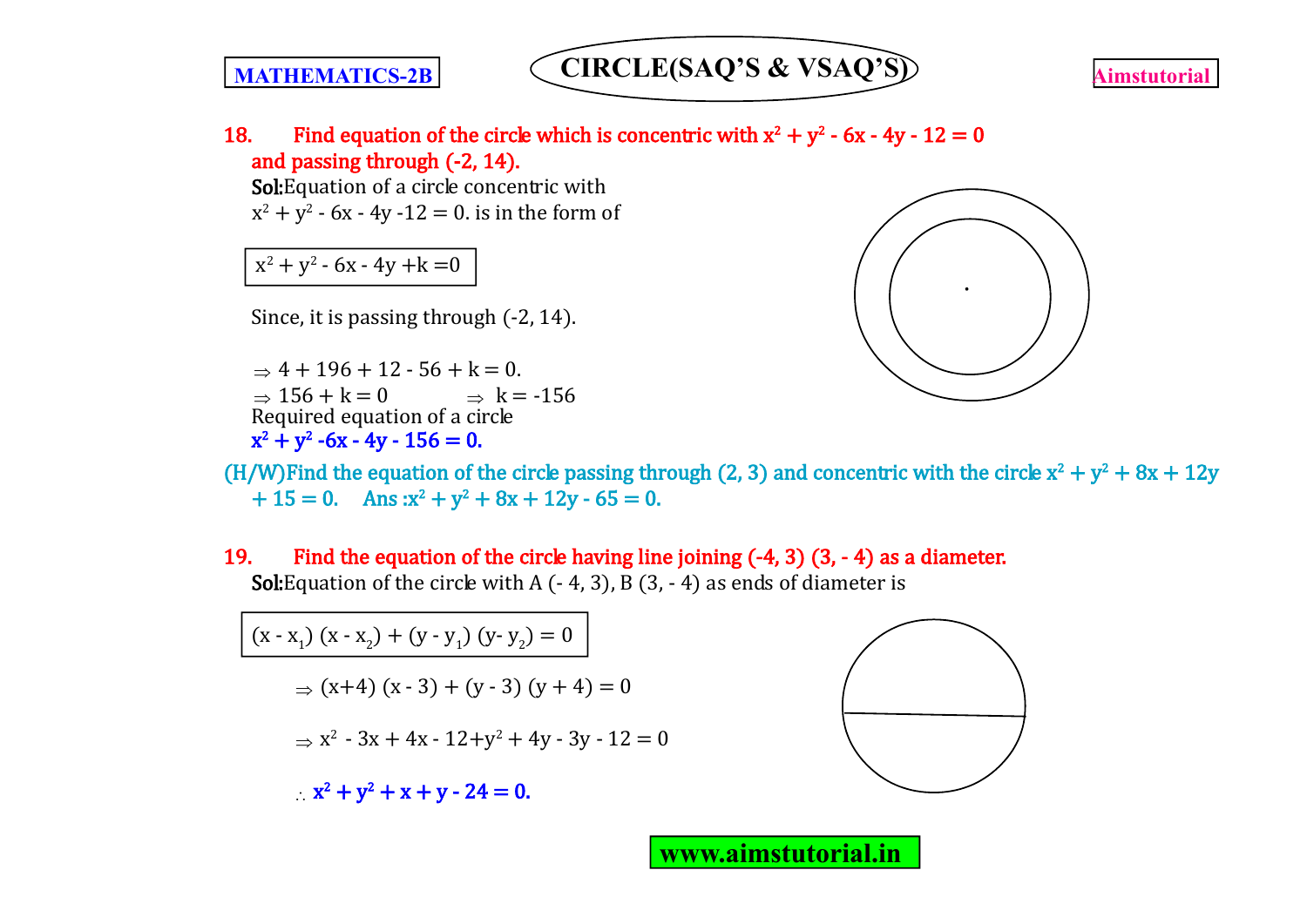**18. Find equation of the circle which is concentric with $x^2 + y^2 - 6x - 4y - 12 = 0$ and passing through (-2, 14).**

**Sol:** Equation of a circle concentric with $x^2 + y^2 - 6x - 4y - 12 = 0$. is in the form of

$$x^2 + y^2 - 6x - 4y + k = 0$$

Since, it is passing through (-2, 14).

$\Rightarrow 4 + 196 + 12 - 56 + k = 0.$

$\Rightarrow 156 + k = 0 \quad \Rightarrow k = -156$

Required equation of a circle

**$x^2 + y^2 - 6x - 4y - 156 = 0.$**

**(H/W) Find the equation of the circle passing through (2, 3) and concentric with the circle $x^2 + y^2 + 8x + 12y + 15 = 0$. Ans : $x^2 + y^2 + 8x + 12y - 65 = 0$.**

**19. Find the equation of the circle having line joining (-4, 3) (3, - 4) as a diameter.**

**Sol:** Equation of the circle with A (- 4, 3), B (3, - 4) as ends of diameter is

$$(x - x_1)(x - x_2) + (y - y_1)(y - y_2) = 0$$

$\Rightarrow (x+4)(x - 3) + (y - 3)(y + 4) = 0$

$\Rightarrow x^2 - 3x + 4x - 12 + y^2 + 4y - 3y - 12 = 0$

$\therefore$ **$x^2 + y^2 + x + y - 24 = 0.$**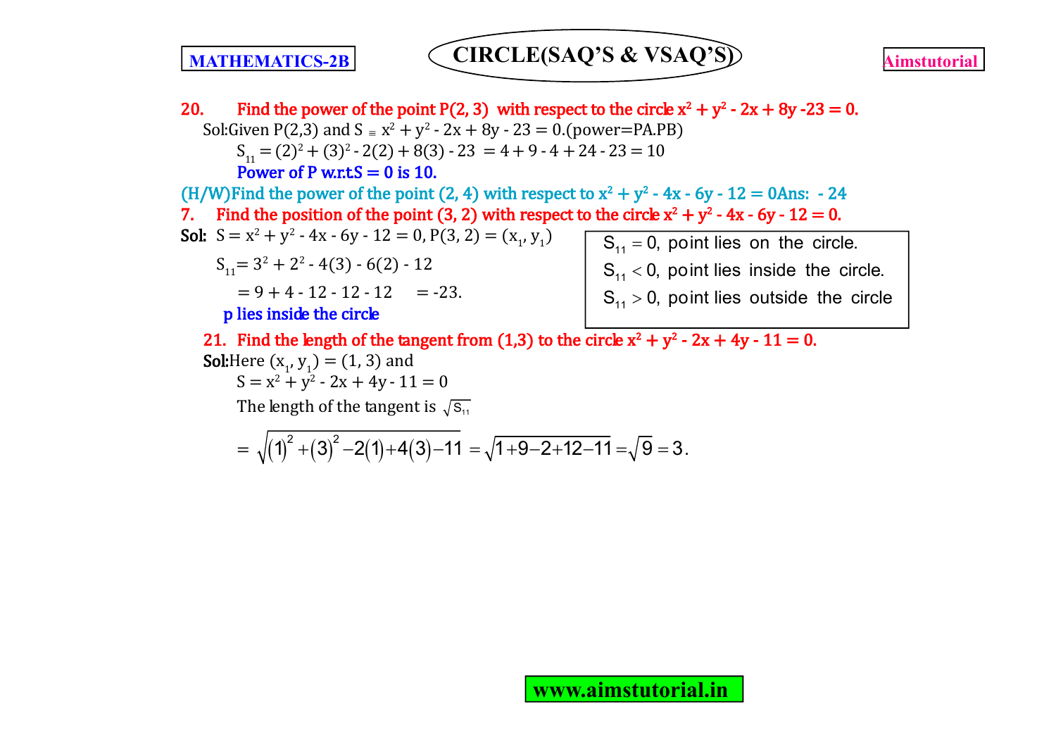**20. Find the power of the point P(2, 3) with respect to the circle $x^2 + y^2 - 2x + 8y - 23 = 0$.**

Sol: Given P(2,3) and $S \equiv x^2 + y^2 - 2x + 8y - 23 = 0$.(power=PA.PB)

$S_{11} = (2)^2 + (3)^2 - 2(2) + 8(3) - 23 = 4 + 9 - 4 + 24 - 23 = 10$

**Power of P w.r.t S = 0 is 10.**

(H/W) Find the power of the point (2, 4) with respect to $x^2 + y^2 - 4x - 6y - 12 = 0$ Ans: $-24$

**7. Find the position of the point (3, 2) with respect to the circle $x^2 + y^2 - 4x - 6y - 12 = 0$.**

**Sol:** $S = x^2 + y^2 - 4x - 6y - 12 = 0$, $P(3, 2) = (x_1, y_1)$

$S_{11} = 3^2 + 2^2 - 4(3) - 6(2) - 12$

$= 9 + 4 - 12 - 12 - 12 \quad = -23.$

**p lies inside the circle**

- $S_{11} = 0$, point lies on the circle.
- $S_{11} < 0$, point lies inside the circle.
- $S_{11} > 0$, point lies outside the circle

**21. Find the length of the tangent from (1,3) to the circle $x^2 + y^2 - 2x + 4y - 11 = 0$.**

**Sol:** Here $(x_1, y_1) = (1, 3)$ and

$S = x^2 + y^2 - 2x + 4y - 11 = 0$

The length of the tangent is $\sqrt{S_{11}}$

$$= \sqrt{(1)^2 + (3)^2 - 2(1) + 4(3) - 11} = \sqrt{1 + 9 - 2 + 12 - 11} = \sqrt{9} = 3.$$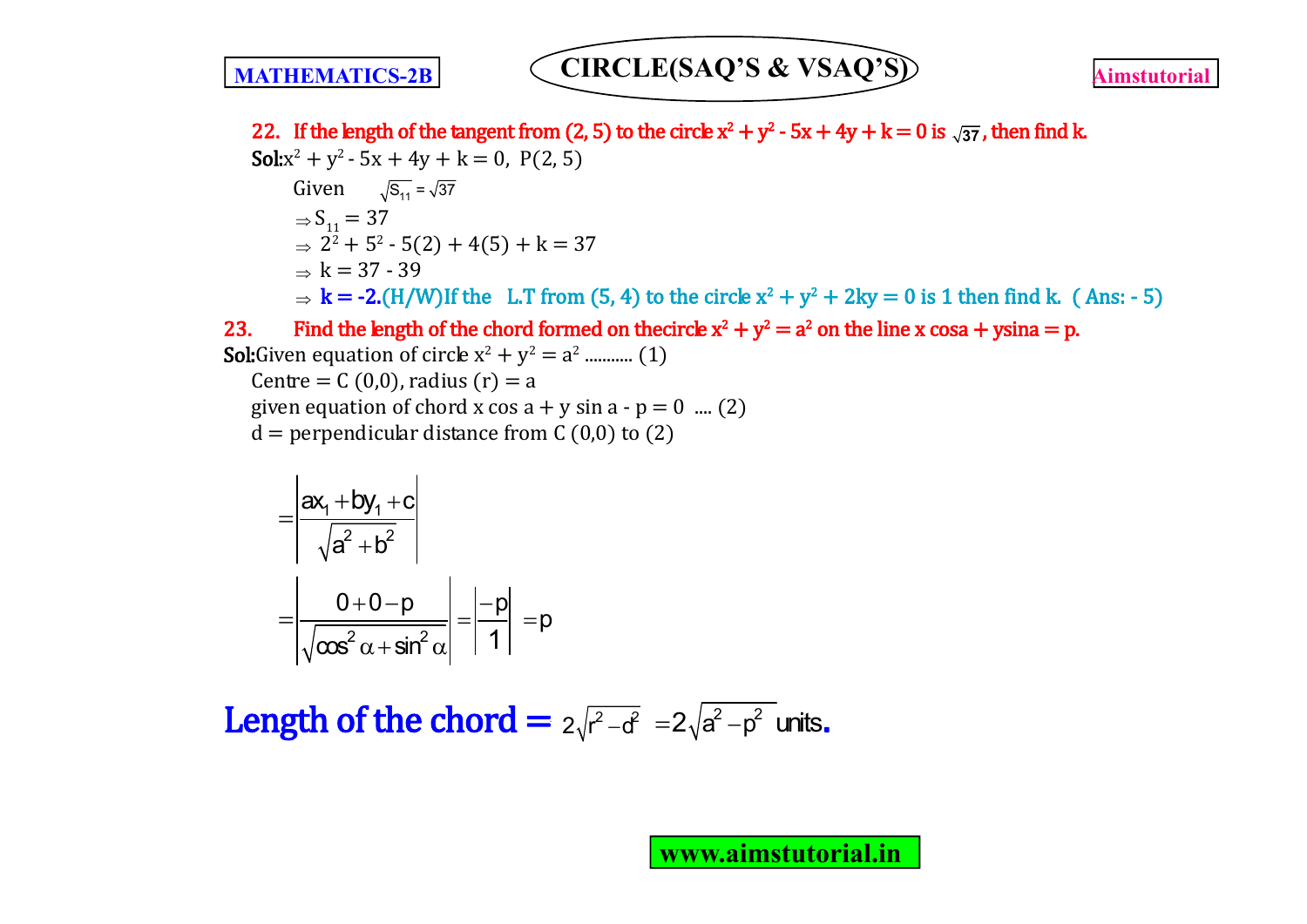**22. If the length of the tangent from (2, 5) to the circle $x^2 + y^2 - 5x + 4y + k = 0$ is $\sqrt{37}$, then find k.**

**Sol:** $x^2 + y^2 - 5x + 4y + k = 0$, P(2, 5)

Given $\sqrt{S_{11}} = \sqrt{37}$

$\Rightarrow S_{11} = 37$

$\Rightarrow 2^2 + 5^2 - 5(2) + 4(5) + k = 37$

$\Rightarrow k = 37 - 39$

$\Rightarrow$ **k = -2.** (H/W) If the L.T from (5, 4) to the circle $x^2 + y^2 + 2ky = 0$ is 1 then find k. ( Ans: - 5)

**23. Find the length of the chord formed on the circle $x^2 + y^2 = a^2$ on the line $x \cos a + y \sin a = p$.**

**Sol:** Given equation of circle $x^2 + y^2 = a^2$ ........... (1)

Centre = C (0,0), radius (r) = a

given equation of chord $x \cos a + y \sin a - p = 0$ .... (2)

d = perpendicular distance from C (0,0) to (2)

$$= \left| \frac{ax_1 + by_1 + c}{\sqrt{a^2 + b^2}} \right|$$

$$= \left| \frac{0 + 0 - p}{\sqrt{\cos^2 \alpha + \sin^2 \alpha}} \right| = \left| \frac{-p}{1} \right| = p$$

**Length of the chord =** $2\sqrt{r^2 - d^2} = 2\sqrt{a^2 - p^2}$ units.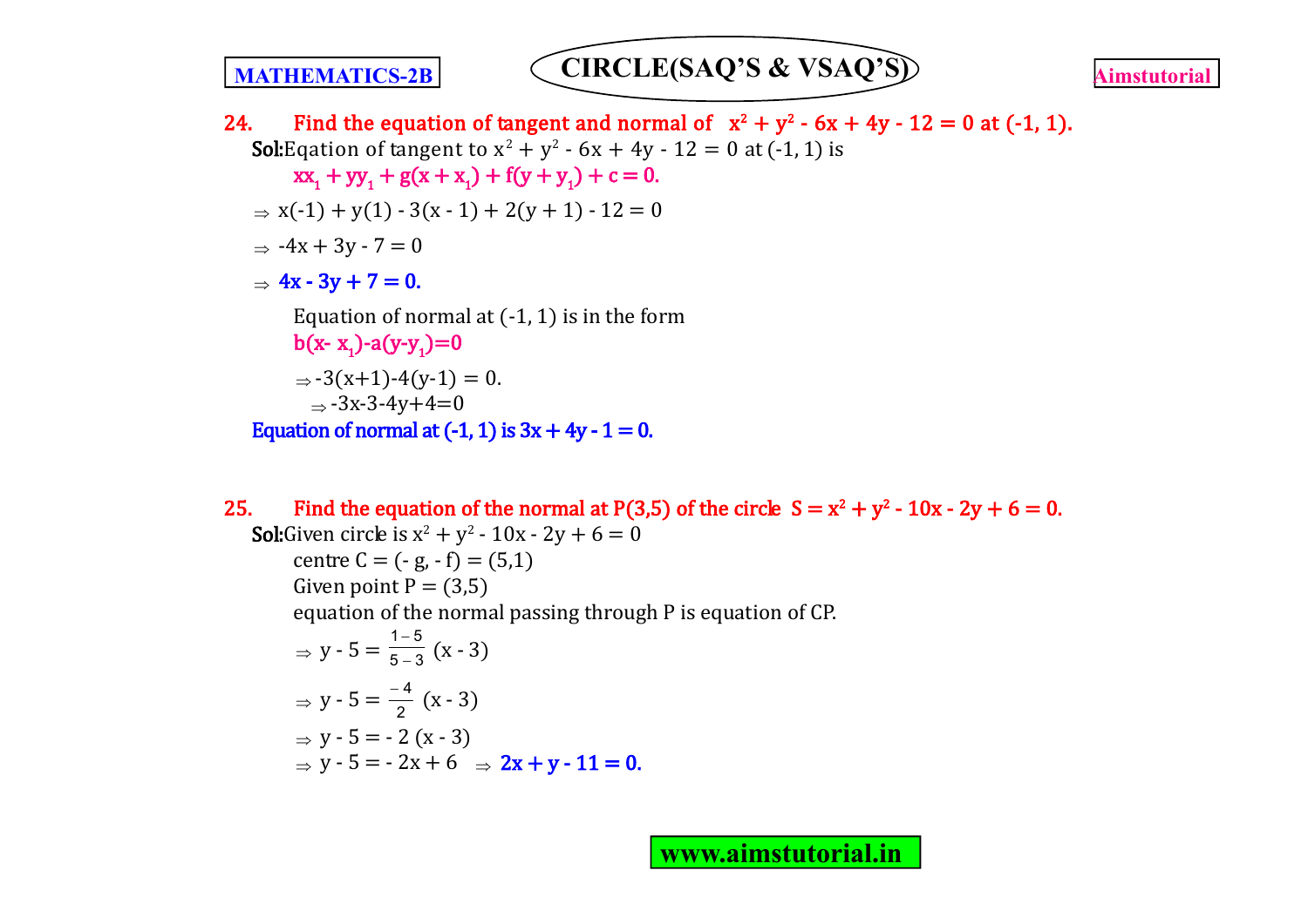**24. Find the equation of tangent and normal of $x^2 + y^2 - 6x + 4y - 12 = 0$ at (-1, 1).**

**Sol:** Eqation of tangent to $x^2 + y^2 - 6x + 4y - 12 = 0$ at (-1, 1) is

$xx_1 + yy_1 + g(x + x_1) + f(y + y_1) + c = 0.$

$\Rightarrow x(-1) + y(1) - 3(x - 1) + 2(y + 1) - 12 = 0$

$\Rightarrow -4x + 3y - 7 = 0$

$\Rightarrow$ **$4x - 3y + 7 = 0.$**

Equation of normal at (-1, 1) is in the form

$b(x - x_1) - a(y - y_1) = 0$

$\Rightarrow -3(x+1) - 4(y-1) = 0.$

$\Rightarrow -3x - 3 - 4y + 4 = 0$

**Equation of normal at (-1, 1) is $3x + 4y - 1 = 0.$**

**25. Find the equation of the normal at P(3,5) of the circle $S = x^2 + y^2 - 10x - 2y + 6 = 0.$**

**Sol:** Given circle is $x^2 + y^2 - 10x - 2y + 6 = 0$

centre $C = (-g, -f) = (5,1)$

Given point $P = (3,5)$

equation of the normal passing through P is equation of CP.

$\Rightarrow y - 5 = \frac{1-5}{5-3}(x - 3)$

$\Rightarrow y - 5 = \frac{-4}{2}(x - 3)$

$\Rightarrow y - 5 = -2(x - 3)$

$\Rightarrow y - 5 = -2x + 6 \quad \Rightarrow$ **$2x + y - 11 = 0.$**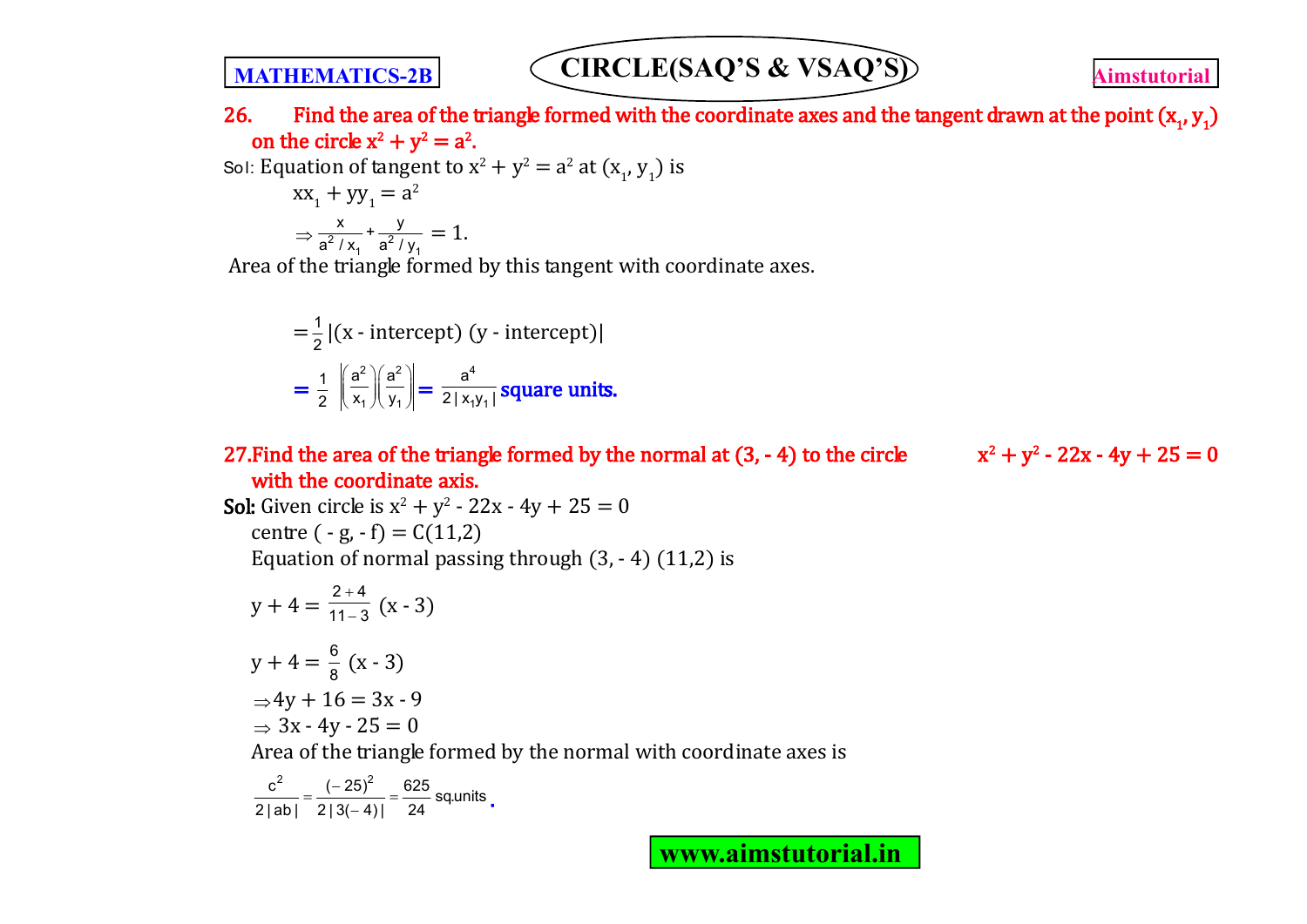**26. Find the area of the triangle formed with the coordinate axes and the tangent drawn at the point $(x_1, y_1)$ on the circle $x^2 + y^2 = a^2$.**

Sol: Equation of tangent to $x^2 + y^2 = a^2$ at $(x_1, y_1)$ is

$$xx_1 + yy_1 = a^2$$

$$\Rightarrow \frac{x}{a^2/x_1} + \frac{y}{a^2/y_1} = 1.$$

Area of the triangle formed by this tangent with coordinate axes.

$$= \frac{1}{2}|(\text{x - intercept})\ (\text{y - intercept})|$$

$$= \frac{1}{2}\left|\left(\frac{a^2}{x_1}\right)\left(\frac{a^2}{y_1}\right)\right| = \frac{a^4}{2|x_1y_1|}$$ **square units.**

**27. Find the area of the triangle formed by the normal at (3, - 4) to the circle $x^2 + y^2 - 22x - 4y + 25 = 0$ with the coordinate axis.**

**Sol:** Given circle is $x^2 + y^2 - 22x - 4y + 25 = 0$

centre $(-g, -f) = C(11,2)$

Equation of normal passing through (3, - 4) (11,2) is

$$y + 4 = \frac{2+4}{11-3}(x - 3)$$

$$y + 4 = \frac{6}{8}(x - 3)$$

$$\Rightarrow 4y + 16 = 3x - 9$$

$$\Rightarrow 3x - 4y - 25 = 0$$

Area of the triangle formed by the normal with coordinate axes is

$$\frac{c^2}{2|ab|} = \frac{(-25)^2}{2|3(-4)|} = \frac{625}{24} \text{ sq.units}.$$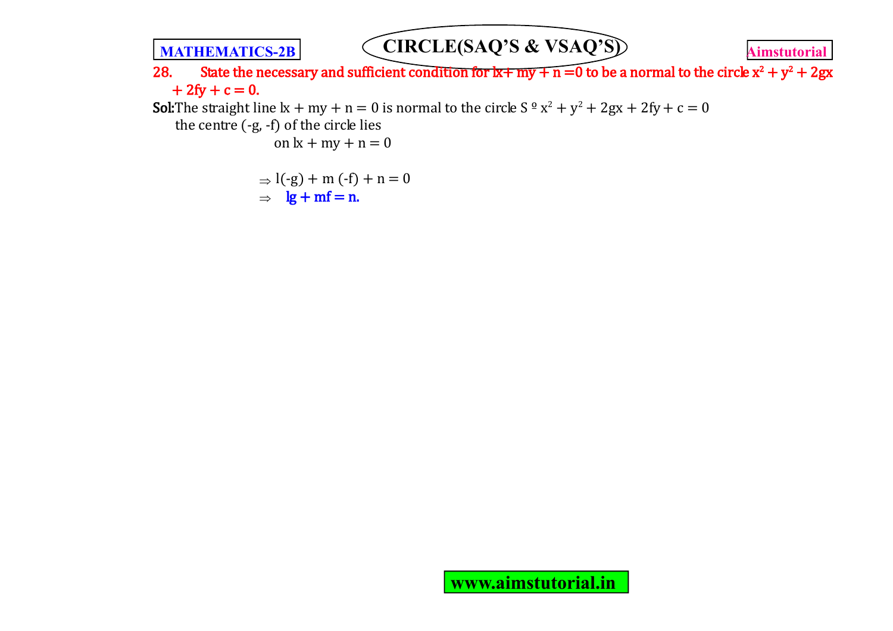**28. State the necessary and sufficient condition for $lx + my + n = 0$ to be a normal to the circle $x^2 + y^2 + 2gx + 2fy + c = 0$.**

**Sol:** The straight line $lx + my + n = 0$ is normal to the circle $S \equiv x^2 + y^2 + 2gx + 2fy + c = 0$

the centre $(-g, -f)$ of the circle lies

on $lx + my + n = 0$

$\Rightarrow l(-g) + m(-f) + n = 0$

$\Rightarrow$ **$lg + mf = n$.**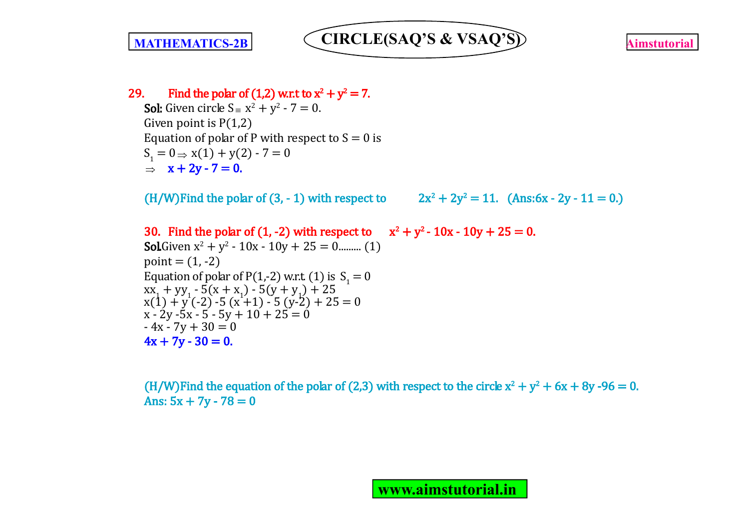**29. Find the polar of (1,2) w.r.t to $x^2 + y^2 = 7$.**

**Sol:** Given circle $S \equiv x^2 + y^2 - 7 = 0$.

Given point is P(1,2)

Equation of polar of P with respect to S = 0 is

$S_1 = 0 \Rightarrow x(1) + y(2) - 7 = 0$

$\Rightarrow$ **$x + 2y - 7 = 0$.**

**(H/W)Find the polar of (3, - 1) with respect to $2x^2 + 2y^2 = 11$. (Ans: $6x - 2y - 11 = 0$.)**

**30. Find the polar of (1, -2) with respect to $x^2 + y^2 - 10x - 10y + 25 = 0$.**

**Sol.** Given $x^2 + y^2 - 10x - 10y + 25 = 0$......... (1)

point = (1, -2)

Equation of polar of P(1,-2) w.r.t. (1) is $S_1 = 0$

$xx_1 + yy_1 - 5(x + x_1) - 5(y + y_1) + 25$

$x(1) + y(-2) - 5(x + 1) - 5(y - 2) + 25 = 0$

$x - 2y - 5x - 5 - 5y + 10 + 25 = 0$

$-4x - 7y + 30 = 0$

**$4x + 7y - 30 = 0$.**

**(H/W)Find the equation of the polar of (2,3) with respect to the circle $x^2 + y^2 + 6x + 8y - 96 = 0$.**

**Ans: $5x + 7y - 78 = 0$**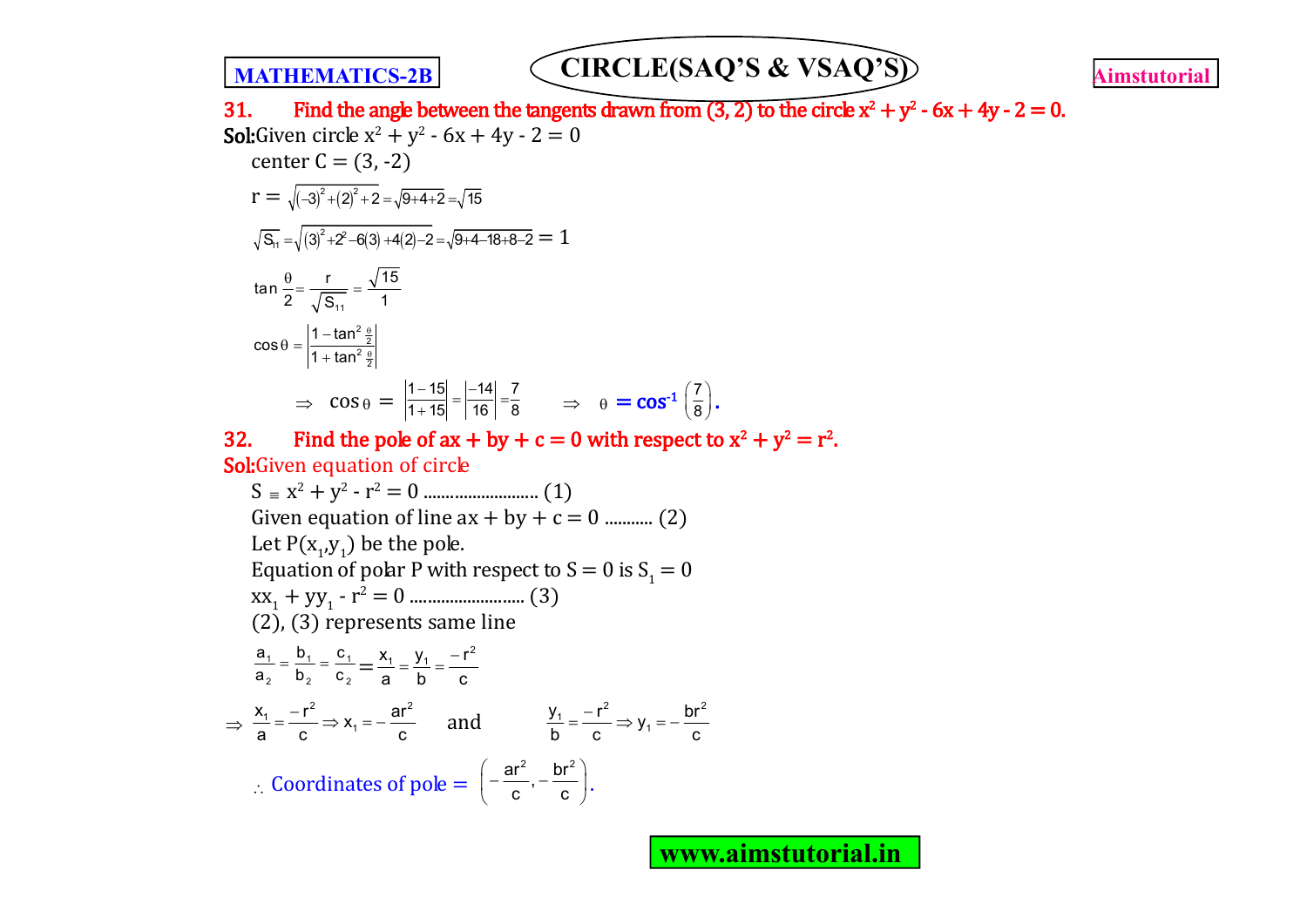**31. Find the angle between the tangents drawn from (3, 2) to the circle $x^2 + y^2 - 6x + 4y - 2 = 0$.**

**Sol:** Given circle $x^2 + y^2 - 6x + 4y - 2 = 0$

center C = (3, -2)

$$r = \sqrt{(-3)^2+(2)^2+2} = \sqrt{9+4+2} = \sqrt{15}$$

$$\sqrt{S_{11}} = \sqrt{(3)^2+2^2-6(3)+4(2)-2} = \sqrt{9+4-18+8-2} = 1$$

$$\tan\frac{\theta}{2} = \frac{r}{\sqrt{S_{11}}} = \frac{\sqrt{15}}{1}$$

$$\cos\theta = \left|\frac{1-\tan^2\frac{\theta}{2}}{1+\tan^2\frac{\theta}{2}}\right|$$

$$\Rightarrow \cos\theta = \left|\frac{1-15}{1+15}\right| = \left|\frac{-14}{16}\right| = \frac{7}{8} \quad \Rightarrow \theta = \cos^{-1}\left(\frac{7}{8}\right).$$

**32. Find the pole of $ax + by + c = 0$ with respect to $x^2 + y^2 = r^2$.**

**Sol:** Given equation of circle

$S \equiv x^2 + y^2 - r^2 = 0$ .......................... (1)

Given equation of line $ax + by + c = 0$ ........... (2)

Let $P(x_1,y_1)$ be the pole.

Equation of polar P with respect to $S = 0$ is $S_1 = 0$

$xx_1 + yy_1 - r^2 = 0$ .......................... (3)

(2), (3) represents same line

$$\frac{a_1}{a_2} = \frac{b_1}{b_2} = \frac{c_1}{c_2} = \frac{x_1}{a} = \frac{y_1}{b} = \frac{-r^2}{c}$$

$$\Rightarrow \frac{x_1}{a} = \frac{-r^2}{c} \Rightarrow x_1 = -\frac{ar^2}{c} \quad \text{and} \quad \frac{y_1}{b} = \frac{-r^2}{c} \Rightarrow y_1 = -\frac{br^2}{c}$$

$\therefore$ Coordinates of pole = $\left(-\frac{ar^2}{c}, -\frac{br^2}{c}\right)$.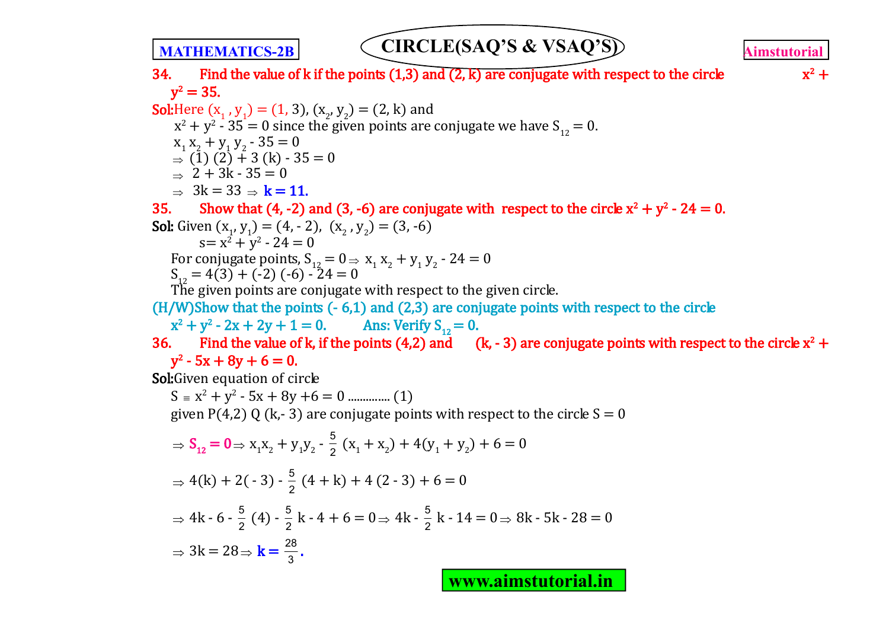**34. Find the value of k if the points (1,3) and (2, k) are conjugate with respect to the circle $x^2 + y^2 = 35$.**

**Sol:** Here $(x_1, y_1) = (1, 3)$, $(x_2, y_2) = (2, k)$ and

$x^2 + y^2 - 35 = 0$ since the given points are conjugate we have $S_{12} = 0$.

$x_1 x_2 + y_1 y_2 - 35 = 0$

$\Rightarrow (1)(2) + 3(k) - 35 = 0$

$\Rightarrow 2 + 3k - 35 = 0$

$\Rightarrow 3k = 33 \Rightarrow$ **$k = 11$.**

**35. Show that (4, -2) and (3, -6) are conjugate with respect to the circle $x^2 + y^2 - 24 = 0$.**

**Sol:** Given $(x_1, y_1) = (4, -2)$, $(x_2, y_2) = (3, -6)$

$s = x^2 + y^2 - 24 = 0$

For conjugate points, $S_{12} = 0 \Rightarrow x_1 x_2 + y_1 y_2 - 24 = 0$

$S_{12} = 4(3) + (-2)(-6) - 24 = 0$

The given points are conjugate with respect to the given circle.

**(H/W) Show that the points (- 6,1) and (2,3) are conjugate points with respect to the circle $x^2 + y^2 - 2x + 2y + 1 = 0$. Ans: Verify $S_{12} = 0$.**

**36. Find the value of k, if the points (4,2) and (k, - 3) are conjugate points with respect to the circle $x^2 + y^2 - 5x + 8y + 6 = 0$.**

**Sol:** Given equation of circle

$S \equiv x^2 + y^2 - 5x + 8y + 6 = 0$ .............. (1)

given P(4,2) Q (k,- 3) are conjugate points with respect to the circle S = 0

$\Rightarrow S_{12} = 0 \Rightarrow x_1x_2 + y_1y_2 - \frac{5}{2}(x_1 + x_2) + 4(y_1 + y_2) + 6 = 0$

$\Rightarrow 4(k) + 2(-3) - \frac{5}{2}(4 + k) + 4(2 - 3) + 6 = 0$

$\Rightarrow 4k - 6 - \frac{5}{2}(4) - \frac{5}{2}k - 4 + 6 = 0 \Rightarrow 4k - \frac{5}{2}k - 14 = 0 \Rightarrow 8k - 5k - 28 = 0$

$\Rightarrow 3k = 28 \Rightarrow$ **$k = \frac{28}{3}$.**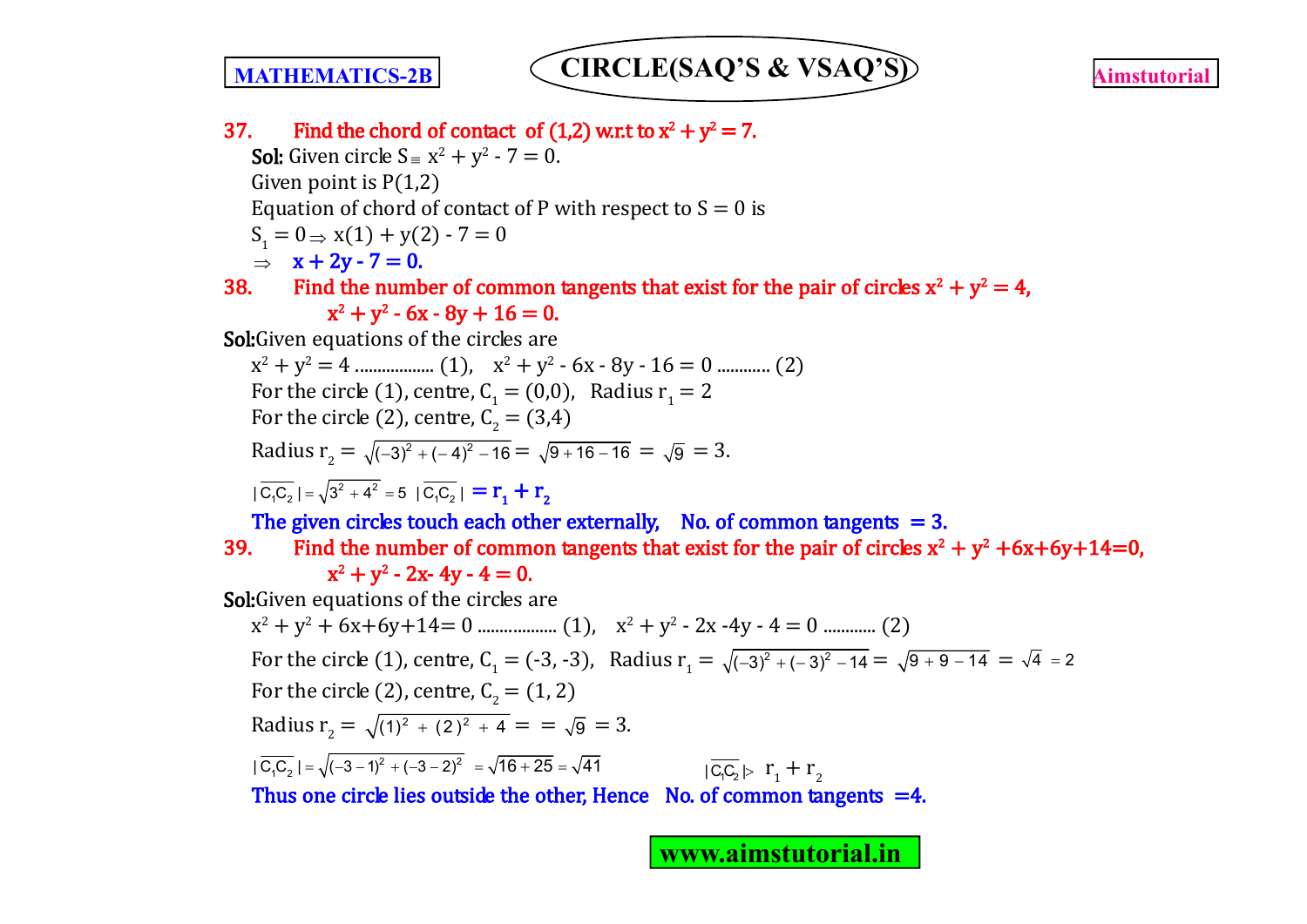**37. Find the chord of contact of (1,2) w.r.t to $x^2 + y^2 = 7$.**

**Sol:** Given circle $S \equiv x^2 + y^2 - 7 = 0$.

Given point is P(1,2)

Equation of chord of contact of P with respect to S = 0 is

$S_1 = 0 \Rightarrow x(1) + y(2) - 7 = 0$

$\Rightarrow$ **$x + 2y - 7 = 0$.**

**38. Find the number of common tangents that exist for the pair of circles $x^2 + y^2 = 4$, $x^2 + y^2 - 6x - 8y + 16 = 0$.**

**Sol:** Given equations of the circles are

$x^2 + y^2 = 4$ .................. (1), $x^2 + y^2 - 6x - 8y - 16 = 0$ ........... (2)

For the circle (1), centre, $C_1 = (0,0)$, Radius $r_1 = 2$

For the circle (2), centre, $C_2 = (3,4)$

Radius $r_2 = \sqrt{(-3)^2 + (-4)^2 - 16} = \sqrt{9 + 16 - 16} = \sqrt{9} = 3$.

$|\overline{C_1C_2}| = \sqrt{3^2 + 4^2} = 5$ $|\overline{C_1C_2}|$ **$= r_1 + r_2$**

**The given circles touch each other externally, No. of common tangents = 3.**

**39. Find the number of common tangents that exist for the pair of circles $x^2 + y^2 + 6x + 6y + 14 = 0$, $x^2 + y^2 - 2x - 4y - 4 = 0$.**

**Sol:** Given equations of the circles are

$x^2 + y^2 + 6x + 6y + 14 = 0$ .................. (1), $x^2 + y^2 - 2x - 4y - 4 = 0$ ............ (2)

For the circle (1), centre, $C_1 = (-3, -3)$, Radius $r_1 = \sqrt{(-3)^2 + (-3)^2 - 14} = \sqrt{9 + 9 - 14} = \sqrt{4} = 2$

For the circle (2), centre, $C_2 = (1, 2)$

Radius $r_2 = \sqrt{(1)^2 + (2)^2 + 4} = = \sqrt{9} = 3$.

$|\overline{C_1C_2}| = \sqrt{(-3-1)^2 + (-3-2)^2} = \sqrt{16 + 25} = \sqrt{41}$ $\qquad |\overline{C_1C_2}| > r_1 + r_2$

**Thus one circle lies outside the other, Hence No. of common tangents = 4.**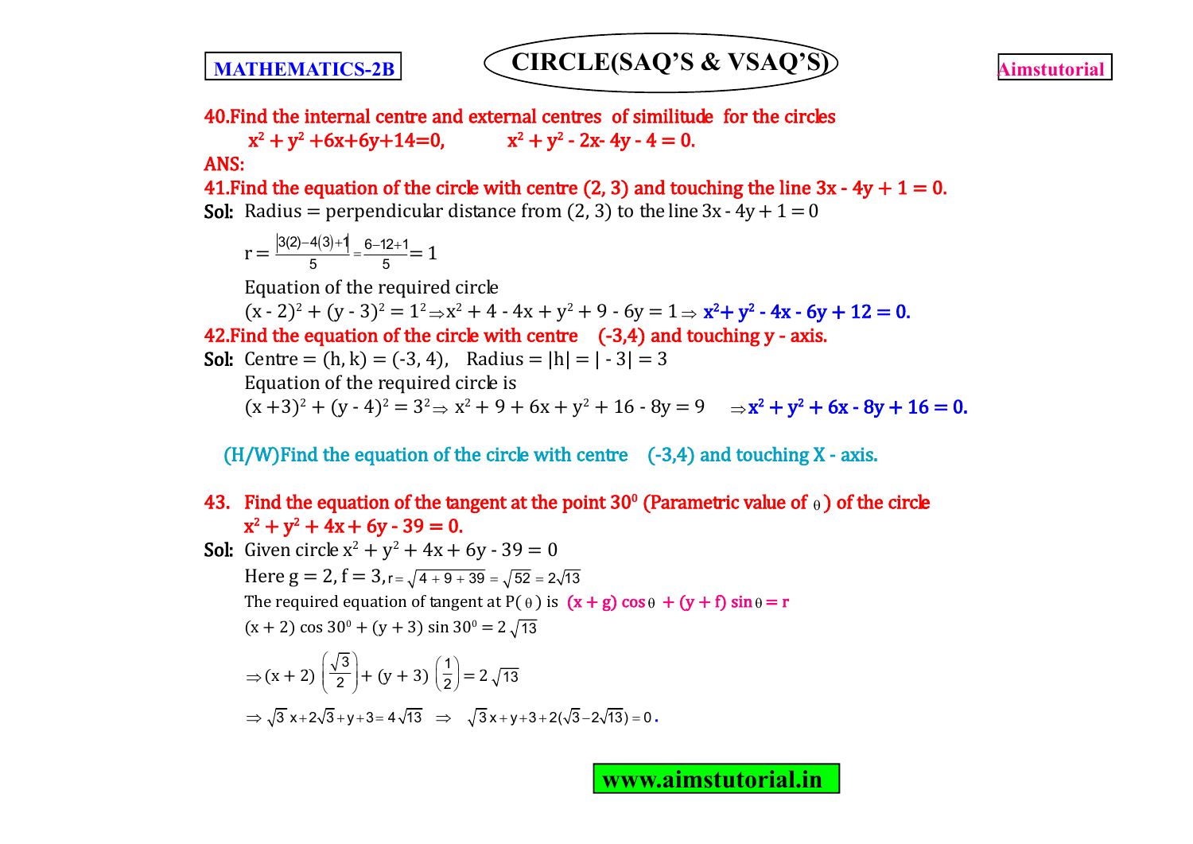**40.Find the internal centre and external centres of similitude for the circles**
**$x^2 + y^2 + 6x + 6y + 14 = 0$, $\quad x^2 + y^2 - 2x - 4y - 4 = 0$.**

**ANS:**

**41.Find the equation of the circle with centre (2, 3) and touching the line $3x - 4y + 1 = 0$.**

**Sol:** Radius = perpendicular distance from (2, 3) to the line $3x - 4y + 1 = 0$

$$r = \frac{|3(2) - 4(3) + 1|}{5} = \frac{6 - 12 + 1}{5} = 1$$

Equation of the required circle

$(x - 2)^2 + (y - 3)^2 = 1^2 \Rightarrow x^2 + 4 - 4x + y^2 + 9 - 6y = 1 \Rightarrow$ **$x^2 + y^2 - 4x - 6y + 12 = 0$.**

**42.Find the equation of the circle with centre (-3,4) and touching y - axis.**

**Sol:** Centre = (h, k) = (-3, 4), Radius = $|h| = |-3| = 3$

Equation of the required circle is

$(x + 3)^2 + (y - 4)^2 = 3^2 \Rightarrow x^2 + 9 + 6x + y^2 + 16 - 8y = 9 \quad \Rightarrow$ **$x^2 + y^2 + 6x - 8y + 16 = 0$.**

**(H/W)Find the equation of the circle with centre (-3,4) and touching X - axis.**

**43. Find the equation of the tangent at the point $30^0$ (Parametric value of $\theta$) of the circle $x^2 + y^2 + 4x + 6y - 39 = 0$.**

**Sol:** Given circle $x^2 + y^2 + 4x + 6y - 39 = 0$

Here $g = 2, f = 3, r = \sqrt{4 + 9 + 39} = \sqrt{52} = 2\sqrt{13}$

The required equation of tangent at $P(\theta)$ is $(x + g)\cos\theta + (y + f)\sin\theta = r$

$(x + 2)\cos 30^0 + (y + 3)\sin 30^0 = 2\sqrt{13}$

$$\Rightarrow (x + 2)\left(\frac{\sqrt{3}}{2}\right) + (y + 3)\left(\frac{1}{2}\right) = 2\sqrt{13}$$

$\Rightarrow \sqrt{3}x + 2\sqrt{3} + y + 3 = 4\sqrt{13} \quad \Rightarrow \quad \sqrt{3}x + y + 3 + 2(\sqrt{3} - 2\sqrt{13}) = 0$.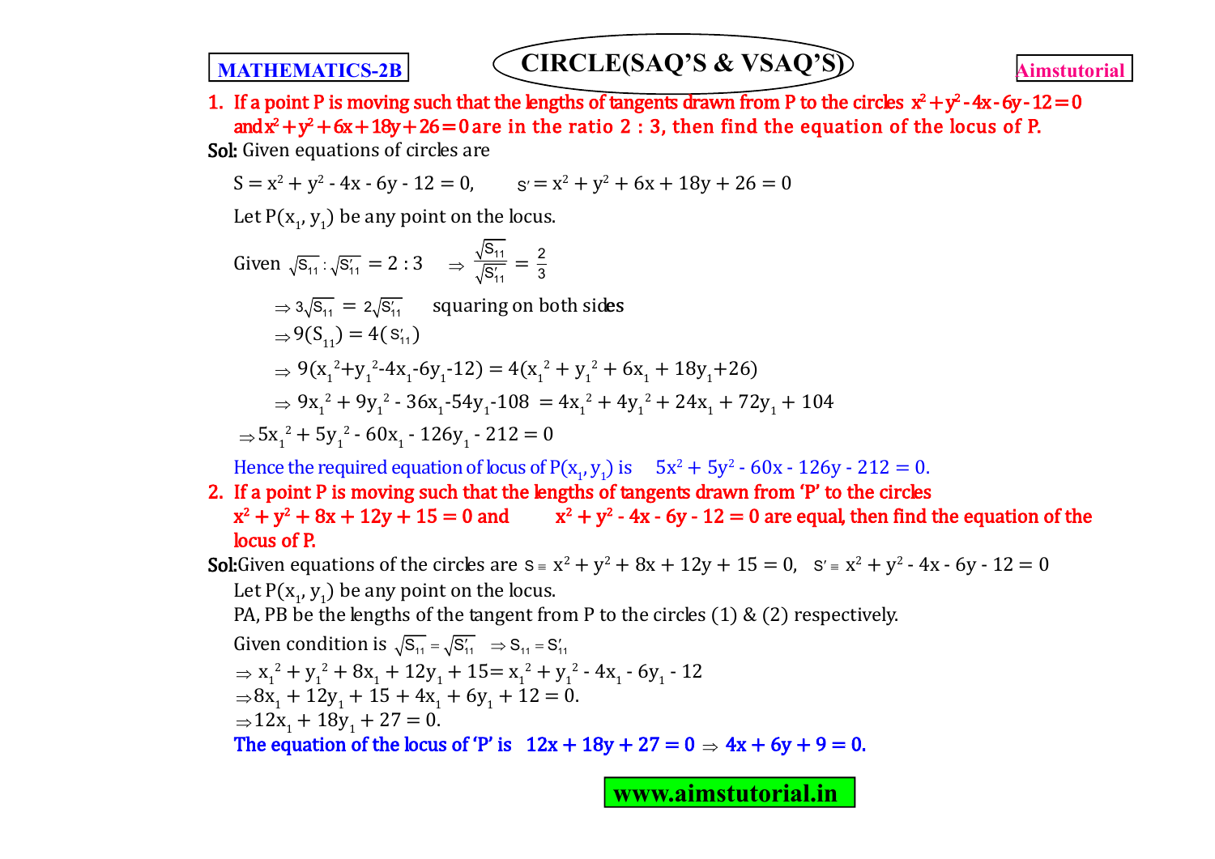# CIRCLE(SAQ'S & VSAQ'S)

**1. If a point P is moving such that the lengths of tangents drawn from P to the circles $x^2+y^2-4x-6y-12=0$ and $x^2+y^2+6x+18y+26=0$ are in the ratio 2 : 3, then find the equation of the locus of P.**

**Sol:** Given equations of circles are

$S = x^2 + y^2 - 4x - 6y - 12 = 0, \qquad S' = x^2 + y^2 + 6x + 18y + 26 = 0$

Let $P(x_1, y_1)$ be any point on the locus.

Given $\sqrt{S_{11}} : \sqrt{S'_{11}} = 2 : 3 \quad \Rightarrow \dfrac{\sqrt{S_{11}}}{\sqrt{S'_{11}}} = \dfrac{2}{3}$

$\Rightarrow 3\sqrt{S_{11}} = 2\sqrt{S'_{11}}$ squaring on both sides

$\Rightarrow 9(S_{11}) = 4(S'_{11})$

$\Rightarrow 9(x_1^2+y_1^2-4x_1-6y_1-12) = 4(x_1^2 + y_1^2 + 6x_1 + 18y_1+26)$

$\Rightarrow 9x_1^2 + 9y_1^2 - 36x_1-54y_1-108 = 4x_1^2 + 4y_1^2 + 24x_1 + 72y_1 + 104$

$\Rightarrow 5x_1^2 + 5y_1^2 - 60x_1 - 126y_1 - 212 = 0$

Hence the required equation of locus of $P(x_1, y_1)$ is $5x^2 + 5y^2 - 60x - 126y - 212 = 0.$

**2. If a point P is moving such that the lengths of tangents drawn from 'P' to the circles $x^2 + y^2 + 8x + 12y + 15 = 0$ and $x^2 + y^2 - 4x - 6y - 12 = 0$ are equal, then find the equation of the locus of P.**

**Sol:** Given equations of the circles are $S \equiv x^2 + y^2 + 8x + 12y + 15 = 0, \quad S' \equiv x^2 + y^2 - 4x - 6y - 12 = 0$

Let $P(x_1, y_1)$ be any point on the locus.

PA, PB be the lengths of the tangent from P to the circles (1) & (2) respectively.

Given condition is $\sqrt{S_{11}} = \sqrt{S'_{11}} \quad \Rightarrow S_{11} = S'_{11}$

$\Rightarrow x_1^2 + y_1^2 + 8x_1 + 12y_1 + 15= x_1^2 + y_1^2 - 4x_1 - 6y_1 - 12$

$\Rightarrow 8x_1 + 12y_1 + 15 + 4x_1 + 6y_1 + 12 = 0.$

$\Rightarrow 12x_1 + 18y_1 + 27 = 0.$

**The equation of the locus of 'P' is $12x + 18y + 27 = 0 \Rightarrow 4x + 6y + 9 = 0.$**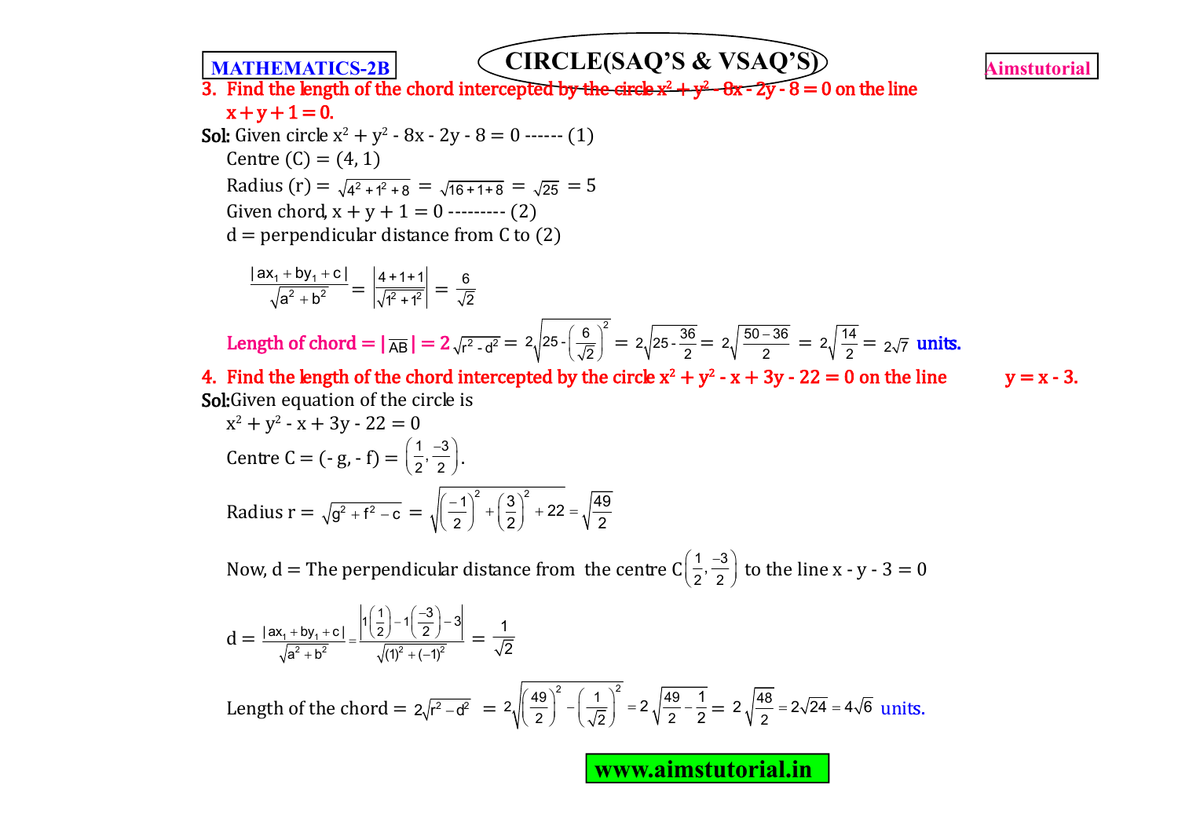**3. Find the length of the chord intercepted by the circle $x^2 + y^2 - 8x - 2y - 8 = 0$ on the line $x + y + 1 = 0$.**

**Sol:** Given circle $x^2 + y^2 - 8x - 2y - 8 = 0$ ------ (1)

Centre (C) = (4, 1)

Radius (r) = $\sqrt{4^2+1^2+8} = \sqrt{16+1+8} = \sqrt{25} = 5$

Given chord, $x + y + 1 = 0$ --------- (2)

d = perpendicular distance from C to (2)

$$\frac{|ax_1+by_1+c|}{\sqrt{a^2+b^2}} = \left|\frac{4+1+1}{\sqrt{1^2+1^2}}\right| = \frac{6}{\sqrt{2}}$$

Length of chord = $|\overline{AB}| = 2\sqrt{r^2 - d^2} = 2\sqrt{25 - \left(\frac{6}{\sqrt{2}}\right)^2} = 2\sqrt{25 - \frac{36}{2}} = 2\sqrt{\frac{50-36}{2}} = 2\sqrt{\frac{14}{2}} = 2\sqrt{7}$ units.

**4. Find the length of the chord intercepted by the circle $x^2 + y^2 - x + 3y - 22 = 0$ on the line $y = x - 3$.**

**Sol:** Given equation of the circle is

$x^2 + y^2 - x + 3y - 22 = 0$

Centre C = $(-g, -f) = \left(\frac{1}{2}, \frac{-3}{2}\right)$.

Radius r = $\sqrt{g^2+f^2-c} = \sqrt{\left(\frac{-1}{2}\right)^2 + \left(\frac{3}{2}\right)^2 + 22} = \sqrt{\frac{49}{2}}$

Now, d = The perpendicular distance from the centre $C\left(\frac{1}{2}, \frac{-3}{2}\right)$ to the line $x - y - 3 = 0$

$$d = \frac{|ax_1+by_1+c|}{\sqrt{a^2+b^2}} = \frac{\left|1\left(\frac{1}{2}\right) - 1\left(\frac{-3}{2}\right) - 3\right|}{\sqrt{(1)^2+(-1)^2}} = \frac{1}{\sqrt{2}}$$

Length of the chord = $2\sqrt{r^2 - d^2} = 2\sqrt{\left(\frac{49}{2}\right)^2 - \left(\frac{1}{\sqrt{2}}\right)^2} = 2\sqrt{\frac{49}{2} - \frac{1}{2}} = 2\sqrt{\frac{48}{2}} = 2\sqrt{24} = 4\sqrt{6}$ units.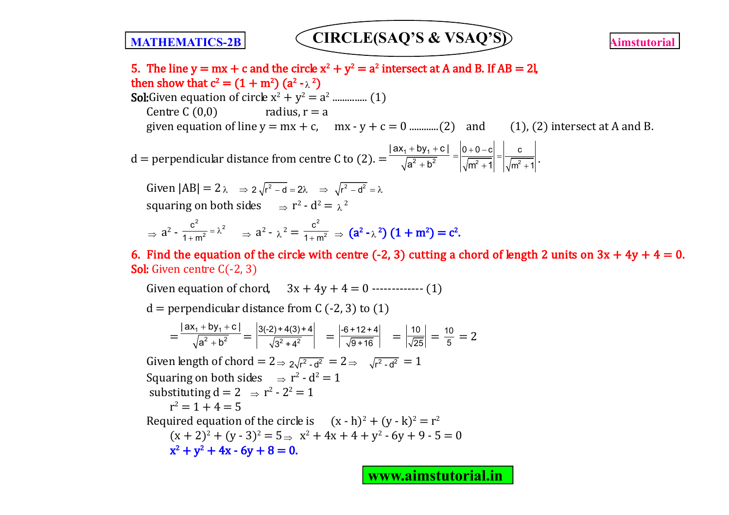**5. The line $y = mx + c$ and the circle $x^2 + y^2 = a^2$ intersect at A and B. If AB = 2l, then show that $c^2 = (1 + m^2)(a^2 - \lambda^2)$**

**Sol:** Given equation of circle $x^2 + y^2 = a^2$ .............. (1)

Centre C (0,0) radius, r = a

given equation of line $y = mx + c$, $mx - y + c = 0$ ............(2) and (1), (2) intersect at A and B.

d = perpendicular distance from centre C to (2). $= \frac{|ax_1 + by_1 + c|}{\sqrt{a^2 + b^2}} = \left|\frac{0 + 0 - c}{\sqrt{m^2 + 1}}\right| = \left|\frac{c}{\sqrt{m^2 + 1}}\right|$.

Given $|AB| = 2\lambda$ $\Rightarrow 2\sqrt{r^2 - d} = 2\lambda$ $\Rightarrow \sqrt{r^2 - d^2} = \lambda$

squaring on both sides $\Rightarrow r^2 - d^2 = \lambda^2$

$\Rightarrow a^2 - \frac{c^2}{1 + m^2} = \lambda^2$ $\Rightarrow a^2 - \lambda^2 = \frac{c^2}{1 + m^2}$ $\Rightarrow$ $\mathbf{(a^2 - \lambda^2)(1 + m^2) = c^2}$.

**6. Find the equation of the circle with centre (-2, 3) cutting a chord of length 2 units on $3x + 4y + 4 = 0$.**

**Sol:** Given centre C(-2, 3)

Given equation of chord, $3x + 4y + 4 = 0$ ------------- (1)

d = perpendicular distance from C (-2, 3) to (1)

$$= \frac{|ax_1 + by_1 + c|}{\sqrt{a^2 + b^2}} = \left|\frac{3(-2) + 4(3) + 4}{\sqrt{3^2 + 4^2}}\right| = \left|\frac{-6 + 12 + 4}{\sqrt{9 + 16}}\right| = \left|\frac{10}{\sqrt{25}}\right| = \frac{10}{5} = 2$$

Given length of chord = 2 $\Rightarrow 2\sqrt{r^2 - d^2} = 2 \Rightarrow \sqrt{r^2 - d^2} = 1$

Squaring on both sides $\Rightarrow r^2 - d^2 = 1$

substituting d = 2 $\Rightarrow r^2 - 2^2 = 1$

$r^2 = 1 + 4 = 5$

Required equation of the circle is $(x - h)^2 + (y - k)^2 = r^2$

$(x + 2)^2 + (y - 3)^2 = 5 \Rightarrow x^2 + 4x + 4 + y^2 - 6y + 9 - 5 = 0$

$\mathbf{x^2 + y^2 + 4x - 6y + 8 = 0.}$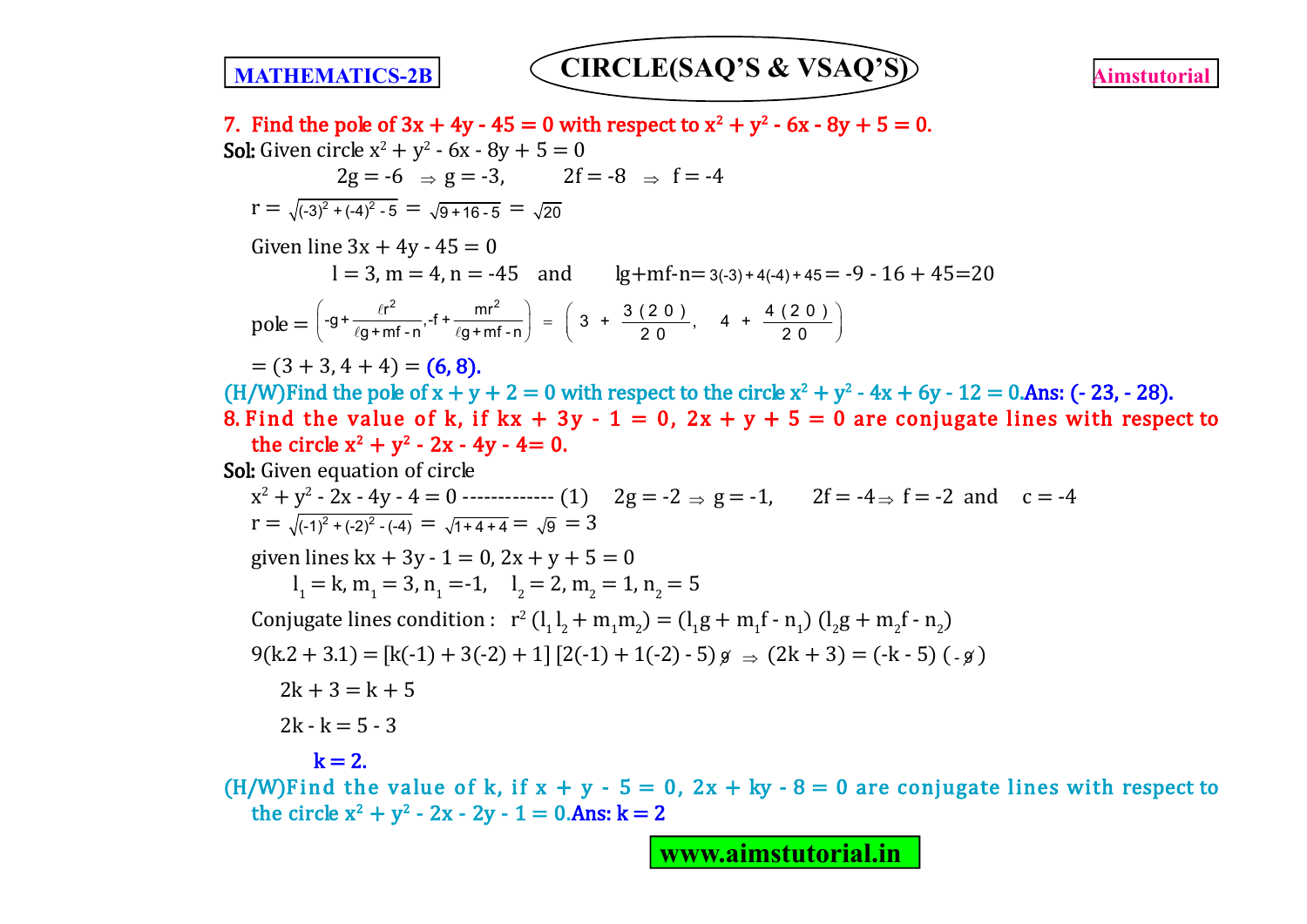**7. Find the pole of $3x + 4y - 45 = 0$ with respect to $x^2 + y^2 - 6x - 8y + 5 = 0$.**

**Sol:** Given circle $x^2 + y^2 - 6x - 8y + 5 = 0$

$2g = -6 \Rightarrow g = -3, \quad 2f = -8 \Rightarrow f = -4$

$r = \sqrt{(-3)^2 + (-4)^2 - 5} = \sqrt{9 + 16 - 5} = \sqrt{20}$

Given line $3x + 4y - 45 = 0$

$l = 3, m = 4, n = -45$ and $lg + mf - n = 3(-3) + 4(-4) + 45 = -9 - 16 + 45 = 20$

pole $= \left(-g + \dfrac{\ell r^2}{\ell g + mf - n}, -f + \dfrac{mr^2}{\ell g + mf - n}\right) = \left(3 + \dfrac{3(20)}{20}, \quad 4 + \dfrac{4(20)}{20}\right)$

$= (3 + 3, 4 + 4) =$ **(6, 8).**

(H/W) Find the pole of $x + y + 2 = 0$ with respect to the circle $x^2 + y^2 - 4x + 6y - 12 = 0$. **Ans: (- 23, - 28).**

**8. Find the value of k, if $kx + 3y - 1 = 0$, $2x + y + 5 = 0$ are conjugate lines with respect to the circle $x^2 + y^2 - 2x - 4y - 4 = 0$.**

**Sol:** Given equation of circle

$x^2 + y^2 - 2x - 4y - 4 = 0$ ------------- (1) $\quad 2g = -2 \Rightarrow g = -1, \quad 2f = -4 \Rightarrow f = -2$ and $c = -4$

$r = \sqrt{(-1)^2 + (-2)^2 - (-4)} = \sqrt{1 + 4 + 4} = \sqrt{9} = 3$

given lines $kx + 3y - 1 = 0$, $2x + y + 5 = 0$

$l_1 = k, m_1 = 3, n_1 = -1, \quad l_2 = 2, m_2 = 1, n_2 = 5$

Conjugate lines condition : $r^2 (l_1 l_2 + m_1 m_2) = (l_1 g + m_1 f - n_1)(l_2 g + m_2 f - n_2)$

$9(k.2 + 3.1) = [k(-1) + 3(-2) + 1][2(-1) + 1(-2) - 5] \Rightarrow (2k + 3) = (-k - 5)(-1)$

$2k + 3 = k + 5$

$2k - k = 5 - 3$

**$k = 2$.**

(H/W) Find the value of k, if $x + y - 5 = 0$, $2x + ky - 8 = 0$ are conjugate lines with respect to the circle $x^2 + y^2 - 2x - 2y - 1 = 0$. **Ans: $k = 2$**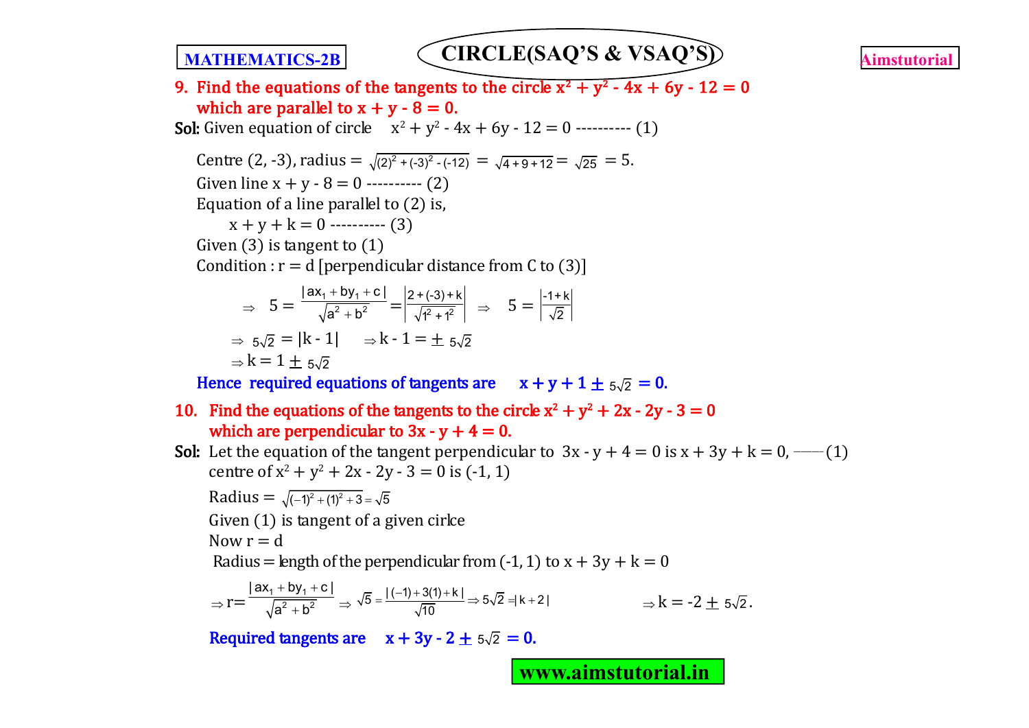**9. Find the equations of the tangents to the circle $x^2 + y^2 - 4x + 6y - 12 = 0$ which are parallel to $x + y - 8 = 0$.**

**Sol:** Given equation of circle $x^2 + y^2 - 4x + 6y - 12 = 0$ ---------- (1)

Centre (2, -3), radius $= \sqrt{(2)^2 + (-3)^2 - (-12)} = \sqrt{4+9+12} = \sqrt{25} = 5.$

Given line $x + y - 8 = 0$ ---------- (2)

Equation of a line parallel to (2) is,

$x + y + k = 0$ ---------- (3)

Given (3) is tangent to (1)

Condition : r = d [perpendicular distance from C to (3)]

$$\Rightarrow \quad 5 = \frac{|ax_1 + by_1 + c|}{\sqrt{a^2+b^2}} = \left|\frac{2+(-3)+k}{\sqrt{1^2+1^2}}\right| \Rightarrow \quad 5 = \left|\frac{-1+k}{\sqrt{2}}\right|$$

$\Rightarrow 5\sqrt{2} = |k - 1| \quad \Rightarrow k - 1 = \pm 5\sqrt{2}$

$\Rightarrow k = 1 \pm 5\sqrt{2}$

**Hence required equations of tangents are $x + y + 1 \pm 5\sqrt{2} = 0.$**

**10. Find the equations of the tangents to the circle $x^2 + y^2 + 2x - 2y - 3 = 0$ which are perpendicular to $3x - y + 4 = 0$.**

**Sol:** Let the equation of the tangent perpendicular to $3x - y + 4 = 0$ is $x + 3y + k = 0$, ——(1)

centre of $x^2 + y^2 + 2x - 2y - 3 = 0$ is (-1, 1)

Radius $= \sqrt{(-1)^2 + (1)^2 + 3} = \sqrt{5}$

Given (1) is tangent of a given cirlce

Now r = d

Radius = length of the perpendicular from (-1, 1) to $x + 3y + k = 0$

$$\Rightarrow r = \frac{|ax_1 + by_1 + c|}{\sqrt{a^2+b^2}} \Rightarrow \sqrt{5} = \frac{|(-1)+3(1)+k|}{\sqrt{10}} \Rightarrow 5\sqrt{2} = |k+2| \qquad \Rightarrow k = -2 \pm 5\sqrt{2}.$$

**Required tangents are $x + 3y - 2 \pm 5\sqrt{2} = 0.$**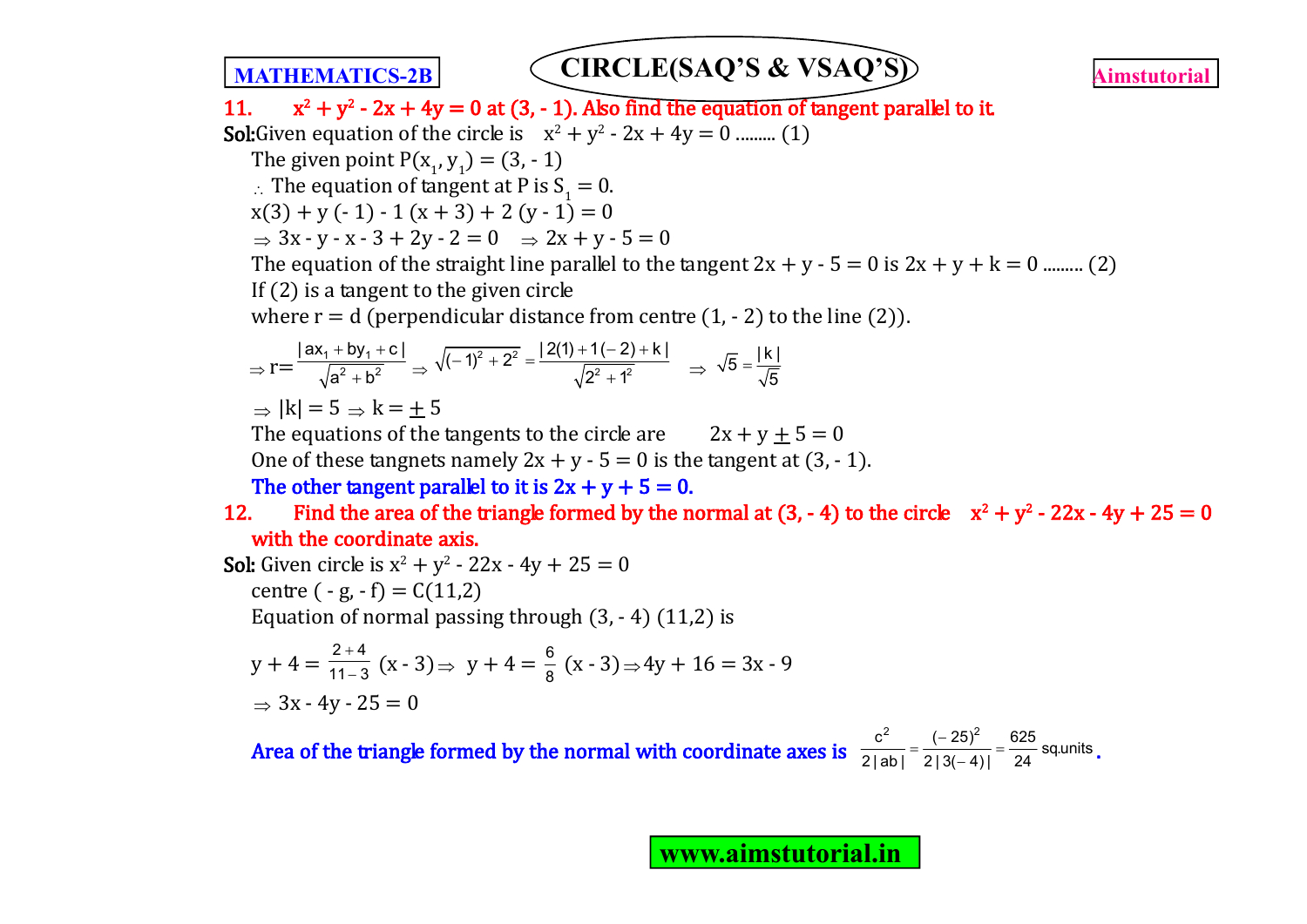**11.** $x^2 + y^2 - 2x + 4y = 0$ **at (3, - 1). Also find the equation of tangent parallel to it.**

**Sol:** Given equation of the circle is $x^2 + y^2 - 2x + 4y = 0$ ......... (1)

The given point $P(x_1, y_1) = (3, -1)$

$\therefore$ The equation of tangent at P is $S_1 = 0$.

$x(3) + y(-1) - 1(x + 3) + 2(y - 1) = 0$

$\Rightarrow 3x - y - x - 3 + 2y - 2 = 0 \quad \Rightarrow 2x + y - 5 = 0$

The equation of the straight line parallel to the tangent $2x + y - 5 = 0$ is $2x + y + k = 0$ ......... (2)

If (2) is a tangent to the given circle

where r = d (perpendicular distance from centre (1, - 2) to the line (2)).

$$\Rightarrow r = \frac{|ax_1 + by_1 + c|}{\sqrt{a^2 + b^2}} \Rightarrow \sqrt{(-1)^2 + 2^2} = \frac{|2(1) + 1(-2) + k|}{\sqrt{2^2 + 1^2}} \quad \Rightarrow \sqrt{5} = \frac{|k|}{\sqrt{5}}$$

$\Rightarrow |k| = 5 \Rightarrow k = \pm 5$

The equations of the tangents to the circle are $\quad 2x + y \pm 5 = 0$

One of these tangnets namely $2x + y - 5 = 0$ is the tangent at (3, - 1).

**The other tangent parallel to it is $2x + y + 5 = 0$.**

**12. Find the area of the triangle formed by the normal at (3, - 4) to the circle $x^2 + y^2 - 22x - 4y + 25 = 0$ with the coordinate axis.**

**Sol:** Given circle is $x^2 + y^2 - 22x - 4y + 25 = 0$

centre $(-g, -f) = C(11,2)$

Equation of normal passing through (3, - 4) (11,2) is

$$y + 4 = \frac{2+4}{11-3}(x - 3) \Rightarrow y + 4 = \frac{6}{8}(x - 3) \Rightarrow 4y + 16 = 3x - 9$$

$\Rightarrow 3x - 4y - 25 = 0$

**Area of the triangle formed by the normal with coordinate axes is** $\frac{c^2}{2|ab|} = \frac{(-25)^2}{2|3(-4)|} = \frac{625}{24}$ sq.units.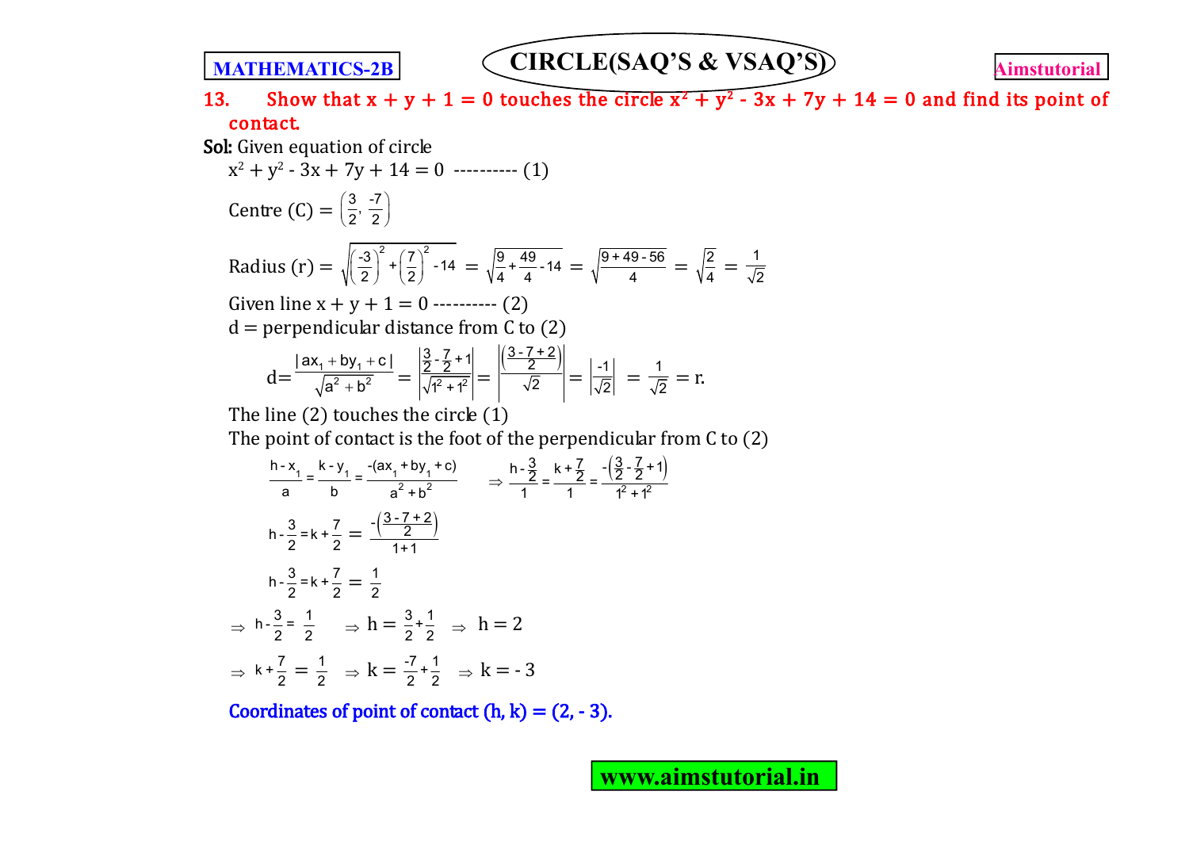**13. Show that $x + y + 1 = 0$ touches the circle $x^2 + y^2 - 3x + 7y + 14 = 0$ and find its point of contact.**

**Sol:** Given equation of circle

$x^2 + y^2 - 3x + 7y + 14 = 0$ ---------- (1)

$$\text{Centre (C)} = \left(\frac{3}{2}, \frac{-7}{2}\right)$$

$$\text{Radius (r)} = \sqrt{\left(\frac{-3}{2}\right)^2 + \left(\frac{7}{2}\right)^2 - 14} = \sqrt{\frac{9}{4} + \frac{49}{4} - 14} = \sqrt{\frac{9 + 49 - 56}{4}} = \sqrt{\frac{2}{4}} = \frac{1}{\sqrt{2}}$$

Given line $x + y + 1 = 0$ ---------- (2)

d = perpendicular distance from C to (2)

$$d = \frac{|ax_1 + by_1 + c|}{\sqrt{a^2 + b^2}} = \left|\frac{\frac{3}{2} - \frac{7}{2} + 1}{\sqrt{1^2 + 1^2}}\right| = \left|\frac{\left(\frac{3 - 7 + 2}{2}\right)}{\sqrt{2}}\right| = \left|\frac{-1}{\sqrt{2}}\right| = \frac{1}{\sqrt{2}} = r.$$

The line (2) touches the circle (1)

The point of contact is the foot of the perpendicular from C to (2)

$$\frac{h - x_1}{a} = \frac{k - y_1}{b} = \frac{-(ax_1 + by_1 + c)}{a^2 + b^2} \quad \Rightarrow \frac{h - \frac{3}{2}}{1} = \frac{k + \frac{7}{2}}{1} = \frac{-\left(\frac{3}{2} - \frac{7}{2} + 1\right)}{1^2 + 1^2}$$

$$h - \frac{3}{2} = k + \frac{7}{2} = \frac{-\left(\frac{3 - 7 + 2}{2}\right)}{1 + 1}$$

$$h - \frac{3}{2} = k + \frac{7}{2} = \frac{1}{2}$$

$$\Rightarrow h - \frac{3}{2} = \frac{1}{2} \quad \Rightarrow h = \frac{3}{2} + \frac{1}{2} \quad \Rightarrow h = 2$$

$$\Rightarrow k + \frac{7}{2} = \frac{1}{2} \quad \Rightarrow k = \frac{-7}{2} + \frac{1}{2} \quad \Rightarrow k = -3$$

**Coordinates of point of contact (h, k) = (2, - 3).**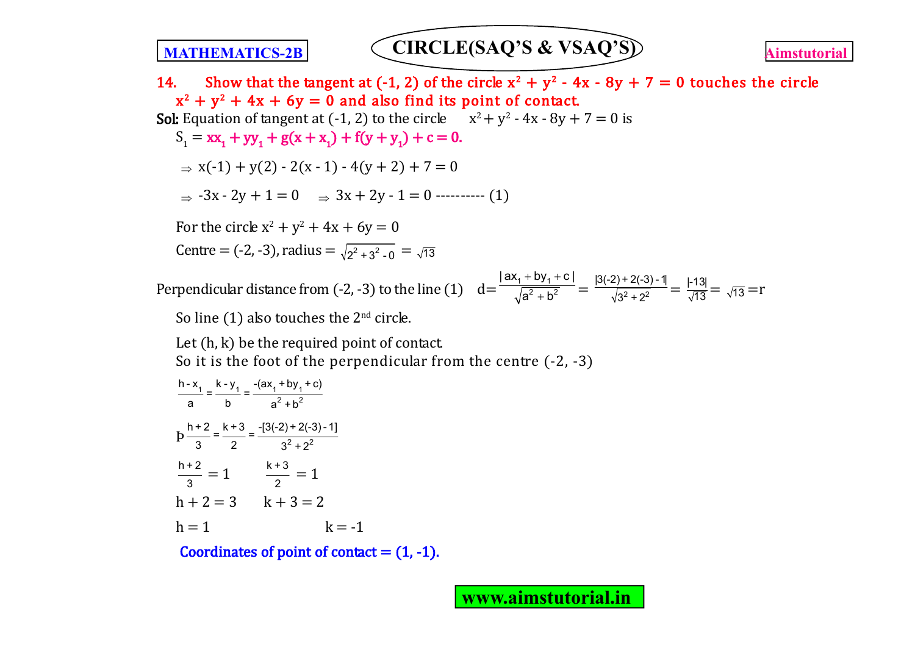**14. Show that the tangent at (-1, 2) of the circle $x^2 + y^2 - 4x - 8y + 7 = 0$ touches the circle $x^2 + y^2 + 4x + 6y = 0$ and also find its point of contact.**

**Sol:** Equation of tangent at (-1, 2) to the circle $x^2 + y^2 - 4x - 8y + 7 = 0$ is

$S_1 = xx_1 + yy_1 + g(x + x_1) + f(y + y_1) + c = 0.$

$\Rightarrow x(-1) + y(2) - 2(x - 1) - 4(y + 2) + 7 = 0$

$\Rightarrow -3x - 2y + 1 = 0 \quad \Rightarrow 3x + 2y - 1 = 0$ ---------- (1)

For the circle $x^2 + y^2 + 4x + 6y = 0$

Centre = (-2, -3), radius = $\sqrt{2^2 + 3^2 - 0} = \sqrt{13}$

Perpendicular distance from (-2, -3) to the line (1) $d = \dfrac{|ax_1 + by_1 + c|}{\sqrt{a^2 + b^2}} = \dfrac{|3(-2) + 2(-3) - 1|}{\sqrt{3^2 + 2^2}} = \dfrac{|-13|}{\sqrt{13}} = \sqrt{13} = r$

So line (1) also touches the 2nd circle.

Let (h, k) be the required point of contact.

So it is the foot of the perpendicular from the centre (-2, -3)

$$\frac{h - x_1}{a} = \frac{k - y_1}{b} = \frac{-(ax_1 + by_1 + c)}{a^2 + b^2}$$

$$\Rightarrow \frac{h + 2}{3} = \frac{k + 3}{2} = \frac{-[3(-2) + 2(-3) - 1]}{3^2 + 2^2}$$

$\dfrac{h + 2}{3} = 1 \qquad \dfrac{k + 3}{2} = 1$

$h + 2 = 3 \qquad k + 3 = 2$

$h = 1 \qquad k = -1$

**Coordinates of point of contact = (1, -1).**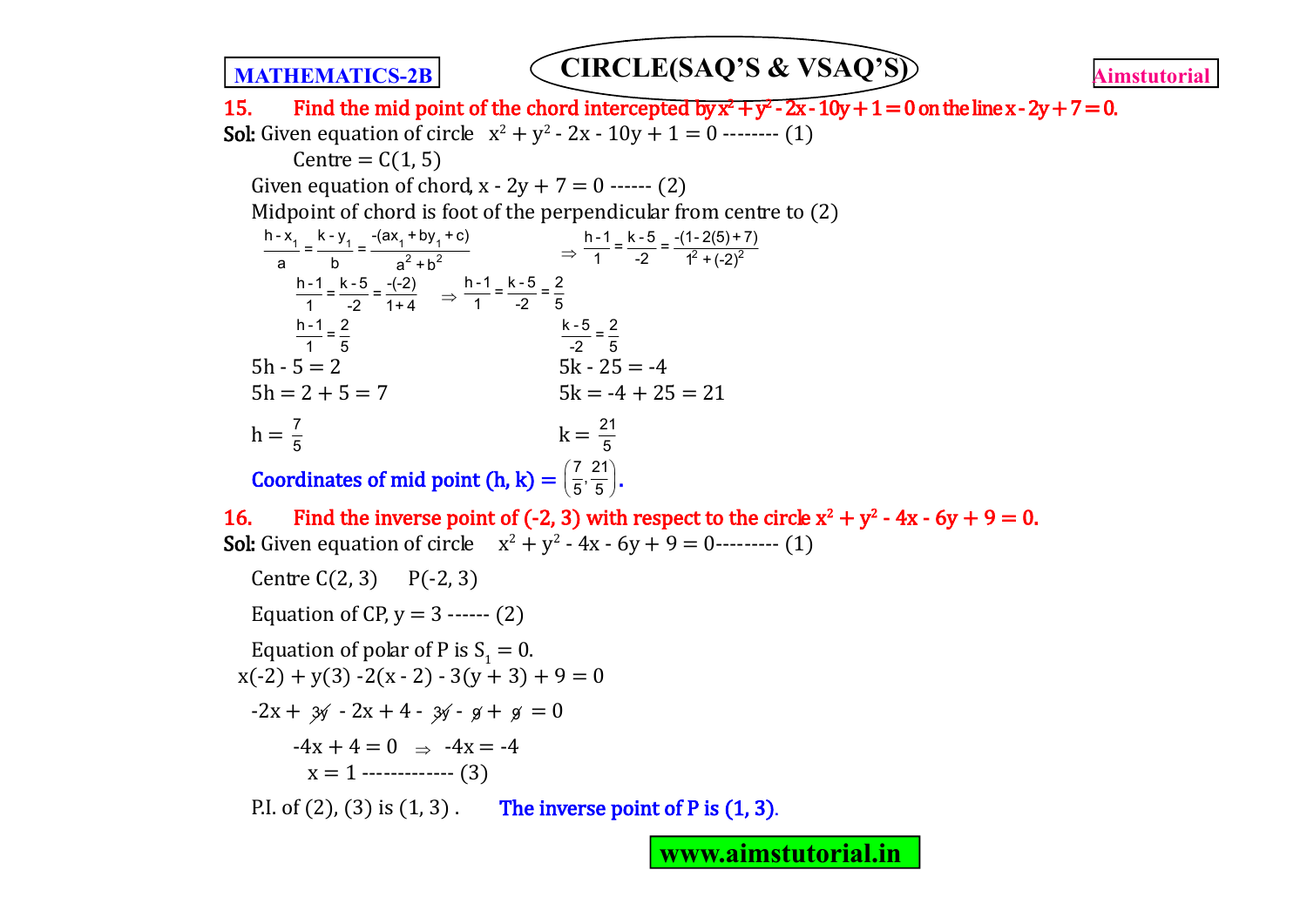**15. Find the mid point of the chord intercepted by $x^2 + y^2 - 2x - 10y + 1 = 0$ on the line $x - 2y + 7 = 0$.**

**Sol:** Given equation of circle $x^2 + y^2 - 2x - 10y + 1 = 0$ -------- (1)

Centre = C(1, 5)

Given equation of chord, $x - 2y + 7 = 0$ ------ (2)

Midpoint of chord is foot of the perpendicular from centre to (2)

$$\frac{h - x_1}{a} = \frac{k - y_1}{b} = \frac{-(ax_1 + by_1 + c)}{a^2 + b^2} \Rightarrow \frac{h-1}{1} = \frac{k-5}{-2} = \frac{-(1-2(5)+7)}{1^2 + (-2)^2}$$

$$\frac{h-1}{1} = \frac{k-5}{-2} = \frac{-(-2)}{1+4} \Rightarrow \frac{h-1}{1} = \frac{k-5}{-2} = \frac{2}{5}$$

$\frac{h-1}{1} = \frac{2}{5}$ &emsp;&emsp;&emsp;&emsp; $\frac{k-5}{-2} = \frac{2}{5}$

$5h - 5 = 2$ &emsp;&emsp;&emsp;&emsp; $5k - 25 = -4$

$5h = 2 + 5 = 7$ &emsp;&emsp;&emsp;&emsp; $5k = -4 + 25 = 21$

$h = \frac{7}{5}$ &emsp;&emsp;&emsp;&emsp; $k = \frac{21}{5}$

**Coordinates of mid point (h, k) = $\left(\frac{7}{5}, \frac{21}{5}\right)$.**

**16. Find the inverse point of (-2, 3) with respect to the circle $x^2 + y^2 - 4x - 6y + 9 = 0$.**

**Sol:** Given equation of circle $x^2 + y^2 - 4x - 6y + 9 = 0$--------- (1)

Centre C(2, 3) &emsp; P(-2, 3)

Equation of CP, $y = 3$ ------ (2)

Equation of polar of P is $S_1 = 0$.

$x(-2) + y(3) - 2(x - 2) - 3(y + 3) + 9 = 0$

$-2x + \cancel{3y} - 2x + 4 - \cancel{3y} - \cancel{9} + \cancel{9} = 0$

$-4x + 4 = 0 \Rightarrow -4x = -4$

$x = 1$ ------------ (3)

P.I. of (2), (3) is (1, 3) . &emsp; **The inverse point of P is (1, 3).**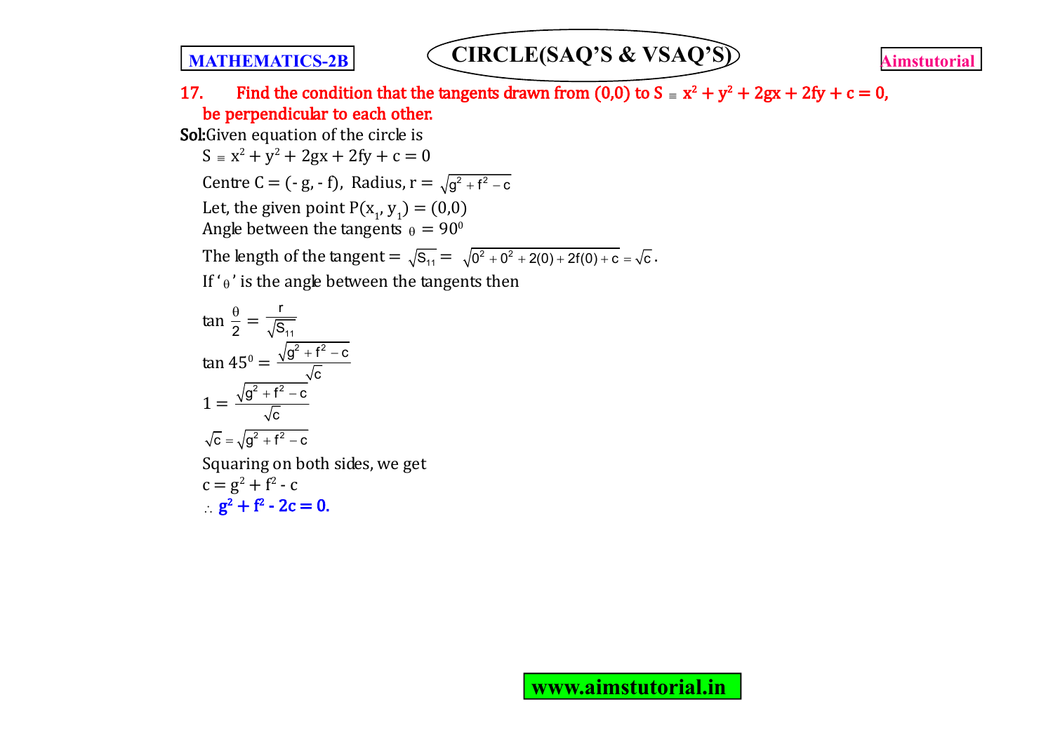**17. Find the condition that the tangents drawn from (0,0) to $S \equiv x^2 + y^2 + 2gx + 2fy + c = 0$, be perpendicular to each other.**

**Sol:** Given equation of the circle is

$S \equiv x^2 + y^2 + 2gx + 2fy + c = 0$

Centre $C = (-g, -f)$, Radius, $r = \sqrt{g^2 + f^2 - c}$

Let, the given point $P(x_1, y_1) = (0,0)$

Angle between the tangents $\theta = 90^0$

The length of the tangent $= \sqrt{S_{11}} = \sqrt{0^2 + 0^2 + 2(0) + 2f(0) + c} = \sqrt{c}$.

If '$\theta$' is the angle between the tangents then

$$\tan\frac{\theta}{2} = \frac{r}{\sqrt{S_{11}}}$$

$$\tan 45^0 = \frac{\sqrt{g^2 + f^2 - c}}{\sqrt{c}}$$

$$1 = \frac{\sqrt{g^2 + f^2 - c}}{\sqrt{c}}$$

$$\sqrt{c} = \sqrt{g^2 + f^2 - c}$$

Squaring on both sides, we get

$c = g^2 + f^2 - c$

$\therefore$ **$g^2 + f^2 - 2c = 0$.**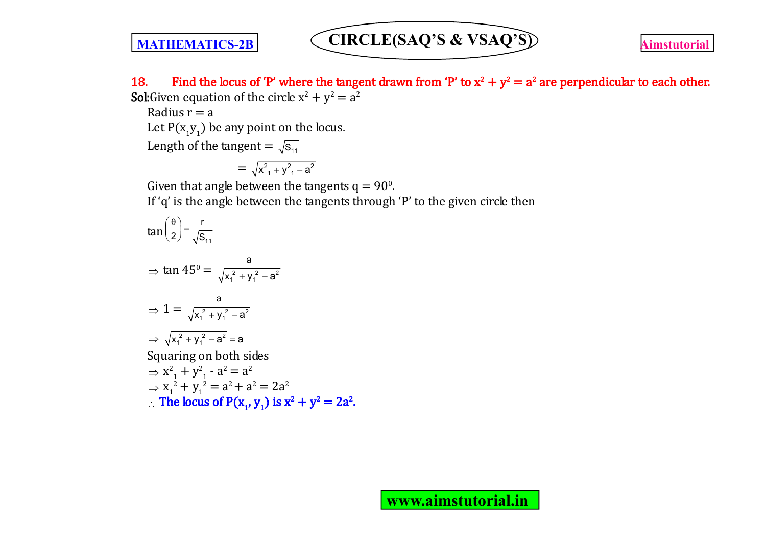**18. Find the locus of 'P' where the tangent drawn from 'P' to $x^2 + y^2 = a^2$ are perpendicular to each other.**

**Sol:** Given equation of the circle $x^2 + y^2 = a^2$

Radius $r = a$

Let $P(x_1 y_1)$ be any point on the locus.

Length of the tangent $= \sqrt{S_{11}}$

$$= \sqrt{x_1^2 + y_1^2 - a^2}$$

Given that angle between the tangents $q = 90^0$.

If 'q' is the angle between the tangents through 'P' to the given circle then

$$\tan\left(\frac{\theta}{2}\right) = \frac{r}{\sqrt{S_{11}}}$$

$$\Rightarrow \tan 45^0 = \frac{a}{\sqrt{x_1^2 + y_1^2 - a^2}}$$

$$\Rightarrow 1 = \frac{a}{\sqrt{x_1^2 + y_1^2 - a^2}}$$

$$\Rightarrow \sqrt{x_1^2 + y_1^2 - a^2} = a$$

Squaring on both sides

$\Rightarrow x_1^2 + y_1^2 - a^2 = a^2$

$\Rightarrow x_1^2 + y_1^2 = a^2 + a^2 = 2a^2$

$\therefore$ **The locus of $P(x_1, y_1)$ is $x^2 + y^2 = 2a^2$.**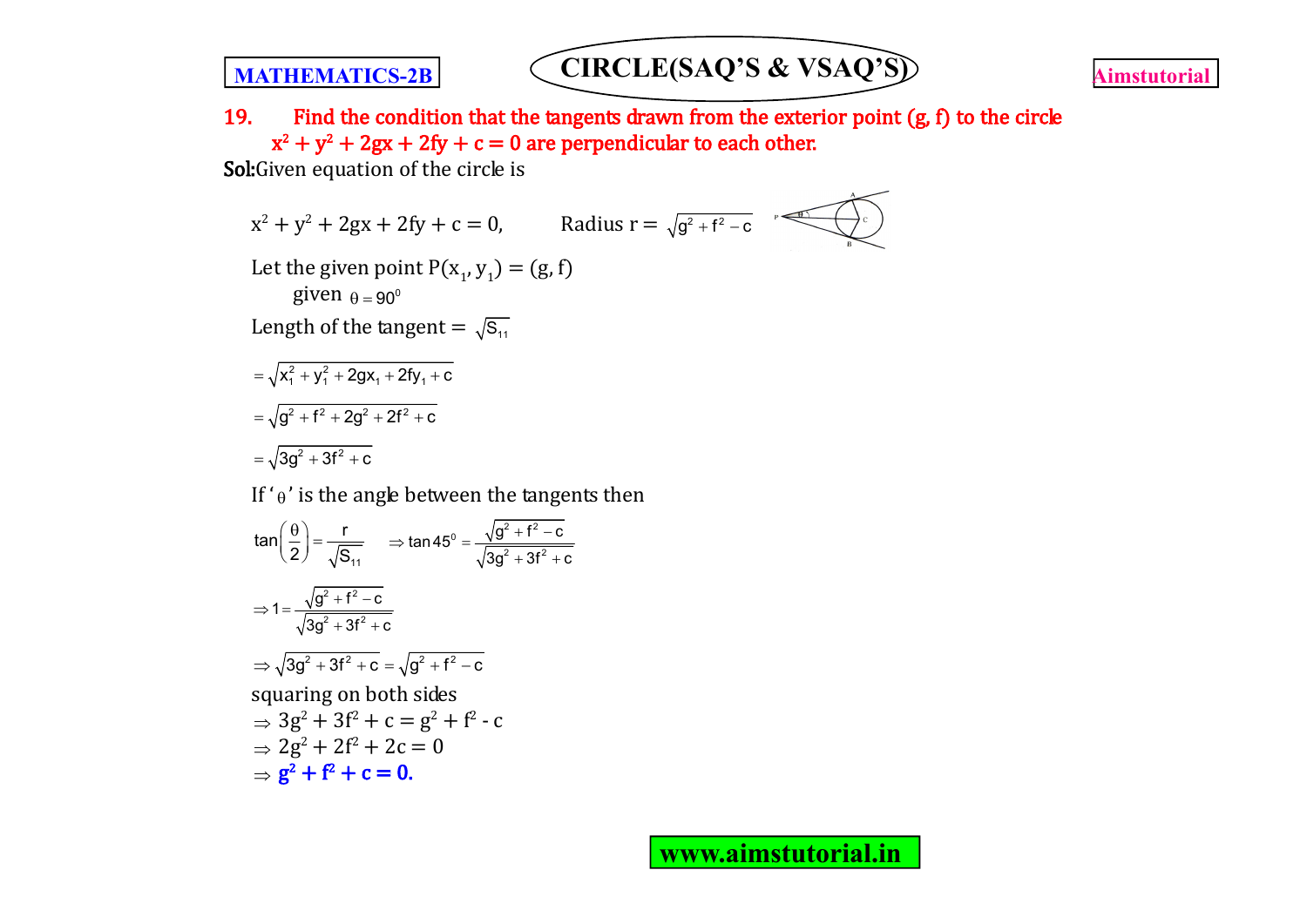**19. Find the condition that the tangents drawn from the exterior point (g, f) to the circle $x^2 + y^2 + 2gx + 2fy + c = 0$ are perpendicular to each other.**

**Sol:** Given equation of the circle is

$x^2 + y^2 + 2gx + 2fy + c = 0$, Radius $r = \sqrt{g^2 + f^2 - c}$

Let the given point $P(x_1, y_1) = (g, f)$

given $\theta = 90^0$

Length of the tangent $= \sqrt{S_{11}}$

$= \sqrt{x_1^2 + y_1^2 + 2gx_1 + 2fy_1 + c}$

$= \sqrt{g^2 + f^2 + 2g^2 + 2f^2 + c}$

$= \sqrt{3g^2 + 3f^2 + c}$

If '$\theta$' is the angle between the tangents then

$\tan\left(\frac{\theta}{2}\right) = \frac{r}{\sqrt{S_{11}}} \Rightarrow \tan 45^0 = \frac{\sqrt{g^2 + f^2 - c}}{\sqrt{3g^2 + 3f^2 + c}}$

$\Rightarrow 1 = \frac{\sqrt{g^2 + f^2 - c}}{\sqrt{3g^2 + 3f^2 + c}}$

$\Rightarrow \sqrt{3g^2 + 3f^2 + c} = \sqrt{g^2 + f^2 - c}$

squaring on both sides

$\Rightarrow 3g^2 + 3f^2 + c = g^2 + f^2 - c$

$\Rightarrow 2g^2 + 2f^2 + 2c = 0$

$\Rightarrow$ **$g^2 + f^2 + c = 0$.**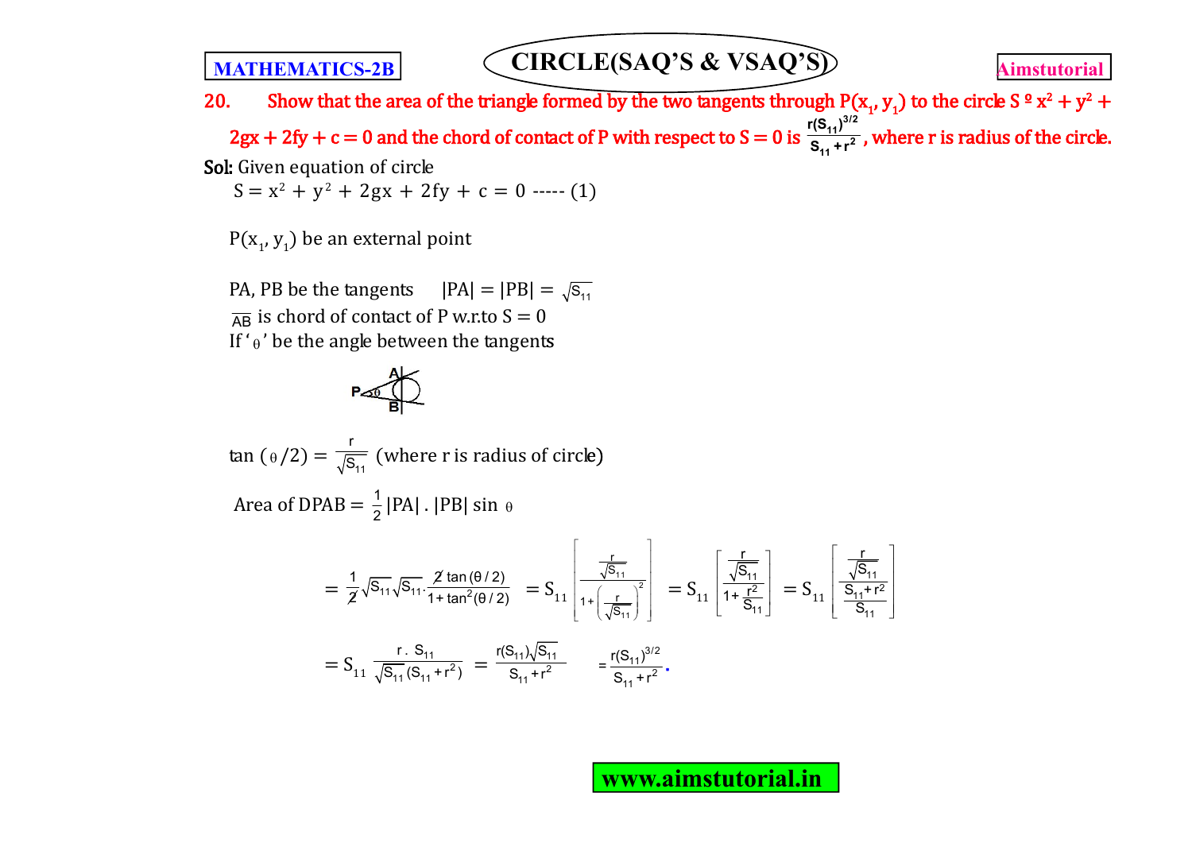**20. Show that the area of the triangle formed by the two tangents through $P(x_1, y_1)$ to the circle $S \equiv x^2 + y^2 + 2gx + 2fy + c = 0$ and the chord of contact of P with respect to $S = 0$ is $\frac{r(S_{11})^{3/2}}{S_{11}+r^2}$, where r is radius of the circle.**

**Sol:** Given equation of circle

$S = x^2 + y^2 + 2gx + 2fy + c = 0$ ----- (1)

$P(x_1, y_1)$ be an external point

PA, PB be the tangents $|PA| = |PB| = \sqrt{S_{11}}$

$\overline{AB}$ is chord of contact of P w.r.to $S = 0$

If '$\theta$' be the angle between the tangents

$\tan(\theta/2) = \frac{r}{\sqrt{S_{11}}}$ (where r is radius of circle)

Area of $\Delta PAB = \frac{1}{2}|PA| \cdot |PB| \sin\theta$

$$= \frac{1}{2}\sqrt{S_{11}}\sqrt{S_{11}} \cdot \frac{2\tan(\theta/2)}{1+\tan^2(\theta/2)} = S_{11}\left[\frac{\frac{r}{\sqrt{S_{11}}}}{1+\left(\frac{r}{\sqrt{S_{11}}}\right)^2}\right] = S_{11}\left[\frac{\frac{r}{\sqrt{S_{11}}}}{1+\frac{r^2}{S_{11}}}\right] = S_{11}\left[\frac{\frac{r}{\sqrt{S_{11}}}}{\frac{S_{11}+r^2}{S_{11}}}\right]$$

$$= S_{11}\frac{r \cdot S_{11}}{\sqrt{S_{11}}(S_{11}+r^2)} = \frac{r(S_{11})\sqrt{S_{11}}}{S_{11}+r^2} = \frac{r(S_{11})^{3/2}}{S_{11}+r^2}.$$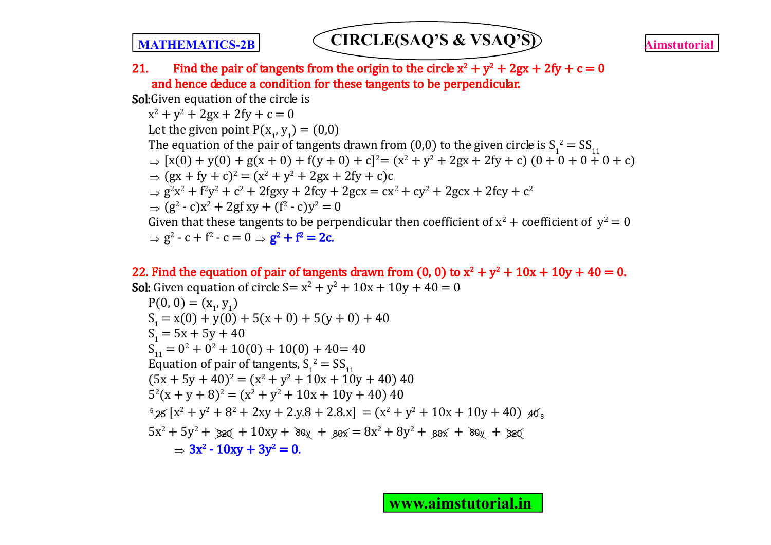**21. Find the pair of tangents from the origin to the circle $x^2 + y^2 + 2gx + 2fy + c = 0$ and hence deduce a condition for these tangents to be perpendicular.**

**Sol:** Given equation of the circle is

$x^2 + y^2 + 2gx + 2fy + c = 0$

Let the given point $P(x_1, y_1) = (0,0)$

The equation of the pair of tangents drawn from (0,0) to the given circle is $S_1^2 = SS_{11}$

$\Rightarrow [x(0) + y(0) + g(x + 0) + f(y + 0) + c]^2 = (x^2 + y^2 + 2gx + 2fy + c)(0 + 0 + 0 + 0 + c)$

$\Rightarrow (gx + fy + c)^2 = (x^2 + y^2 + 2gx + 2fy + c)c$

$\Rightarrow g^2x^2 + f^2y^2 + c^2 + 2fgxy + 2fcy + 2gcx = cx^2 + cy^2 + 2gcx + 2fcy + c^2$

$\Rightarrow (g^2 - c)x^2 + 2gf\,xy + (f^2 - c)y^2 = 0$

Given that these tangents to be perpendicular then coefficient of $x^2$ + coefficient of $y^2 = 0$

$\Rightarrow g^2 - c + f^2 - c = 0 \Rightarrow$ **$g^2 + f^2 = 2c$.**

**22. Find the equation of pair of tangents drawn from (0, 0) to $x^2 + y^2 + 10x + 10y + 40 = 0$.**

**Sol:** Given equation of circle $S = x^2 + y^2 + 10x + 10y + 40 = 0$

$P(0, 0) = (x_1, y_1)$

$S_1 = x(0) + y(0) + 5(x + 0) + 5(y + 0) + 40$

$S_1 = 5x + 5y + 40$

$S_{11} = 0^2 + 0^2 + 10(0) + 10(0) + 40 = 40$

Equation of pair of tangents, $S_1^2 = SS_{11}$

$(5x + 5y + 40)^2 = (x^2 + y^2 + 10x + 10y + 40)\,40$

$5^2(x + y + 8)^2 = (x^2 + y^2 + 10x + 10y + 40)\,40$

$^{5}\cancel{25}\,[x^2 + y^2 + 8^2 + 2xy + 2.y.8 + 2.8.x] = (x^2 + y^2 + 10x + 10y + 40)\,\cancel{40}_{8}$

$5x^2 + 5y^2 + \cancel{320} + 10xy + \cancel{80y} + \cancel{80x} = 8x^2 + 8y^2 + \cancel{80x} + \cancel{80y} + \cancel{320}$

$\Rightarrow$ **$3x^2 - 10xy + 3y^2 = 0$.**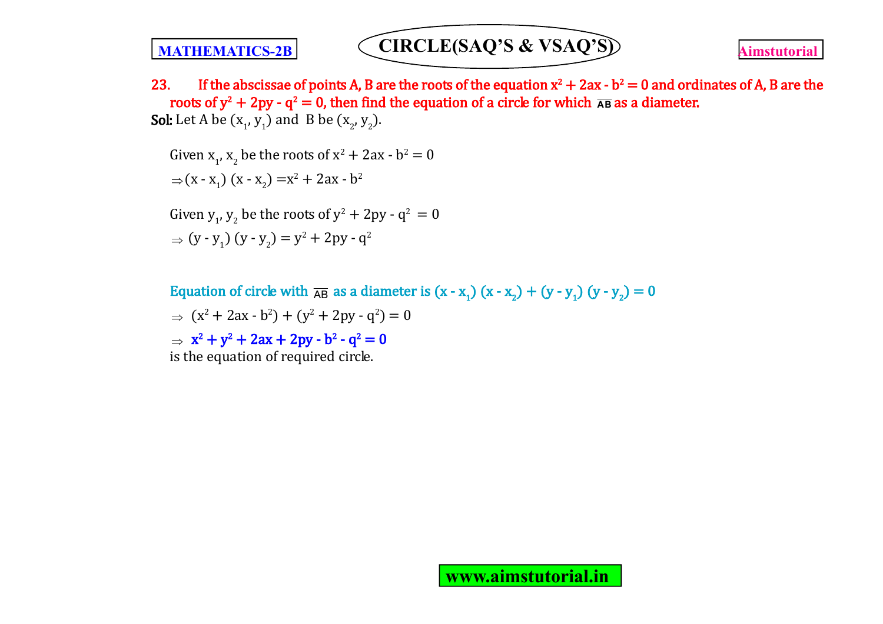**23. If the abscissae of points A, B are the roots of the equation $x^2 + 2ax - b^2 = 0$ and ordinates of A, B are the roots of $y^2 + 2py - q^2 = 0$, then find the equation of a circle for which $\overline{AB}$ as a diameter.**

**Sol:** Let A be $(x_1, y_1)$ and B be $(x_2, y_2)$.

Given $x_1, x_2$ be the roots of $x^2 + 2ax - b^2 = 0$

$\Rightarrow (x - x_1)(x - x_2) = x^2 + 2ax - b^2$

Given $y_1, y_2$ be the roots of $y^2 + 2py - q^2 = 0$

$\Rightarrow (y - y_1)(y - y_2) = y^2 + 2py - q^2$

**Equation of circle with $\overline{AB}$ as a diameter is $(x - x_1)(x - x_2) + (y - y_1)(y - y_2) = 0$**

$\Rightarrow (x^2 + 2ax - b^2) + (y^2 + 2py - q^2) = 0$

$\Rightarrow$ $\mathbf{x^2 + y^2 + 2ax + 2py - b^2 - q^2 = 0}$

is the equation of required circle.